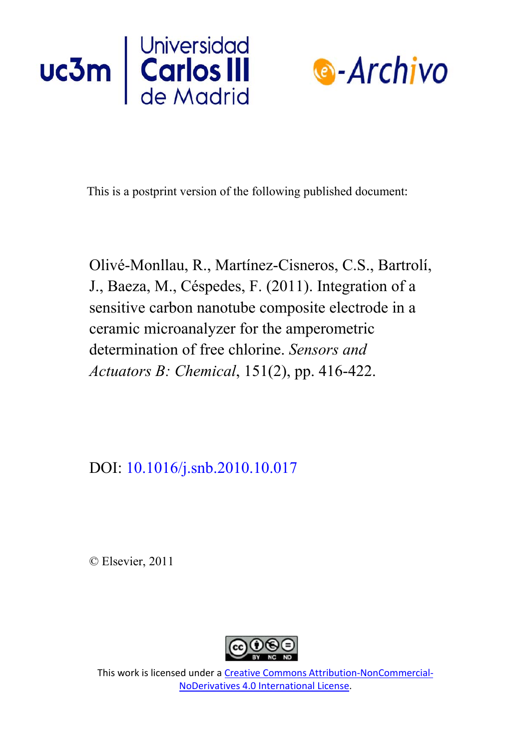uc3m | Universidad Carlos III de Madrid

e-Archivo

This is a postprint version of the following published document:

Olivé-Monllau, R., Martínez-Cisneros, C.S., Bartrolí, J., Baeza, M., Céspedes, F. (2011). Integration of a sensitive carbon nanotube composite electrode in a ceramic microanalyzer for the amperometric determination of free chlorine. *Sensors and Actuators B: Chemical*, 151(2), pp. 416-422.

DOI: [10.1016/j.snb.2010.10.017](https://doi.org/10.1016/j.snb.2010.10.017)

© Elsevier, 2011

This work is licensed under a [Creative Commons Attribution-NonCommercial-NoDerivatives 4.0 International License](https://creativecommons.org/licenses/by-nc-nd/4.0/).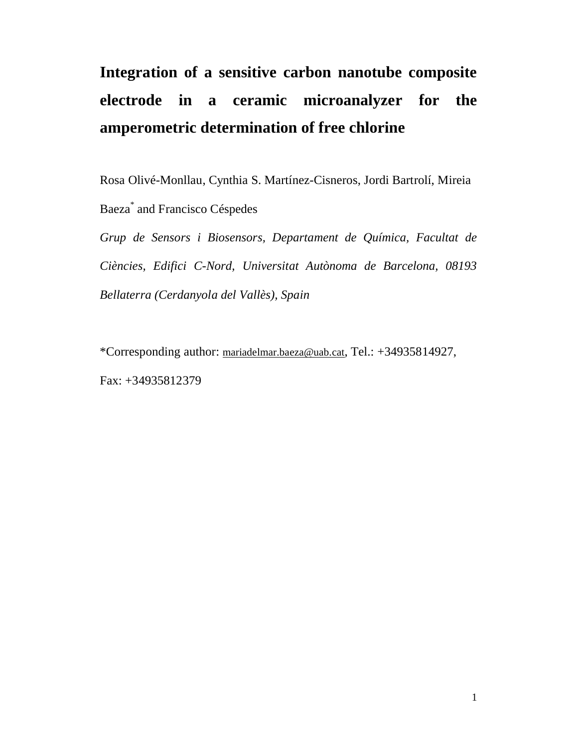# Integration of a sensitive carbon nanotube composite electrode in a ceramic microanalyzer for the amperometric determination of free chlorine

Rosa Olivé-Monllau, Cynthia S. Martínez-Cisneros, Jordi Bartrolí, Mireia Baeza[*] and Francisco Céspedes

*Grup de Sensors i Biosensors, Departament de Química, Facultat de Ciències, Edifici C-Nord, Universitat Autònoma de Barcelona, 08193 Bellaterra (Cerdanyola del Vallès), Spain*

*Corresponding author: mariadelmar.baeza@uab.cat, Tel.: +34935814927, Fax: +34935812379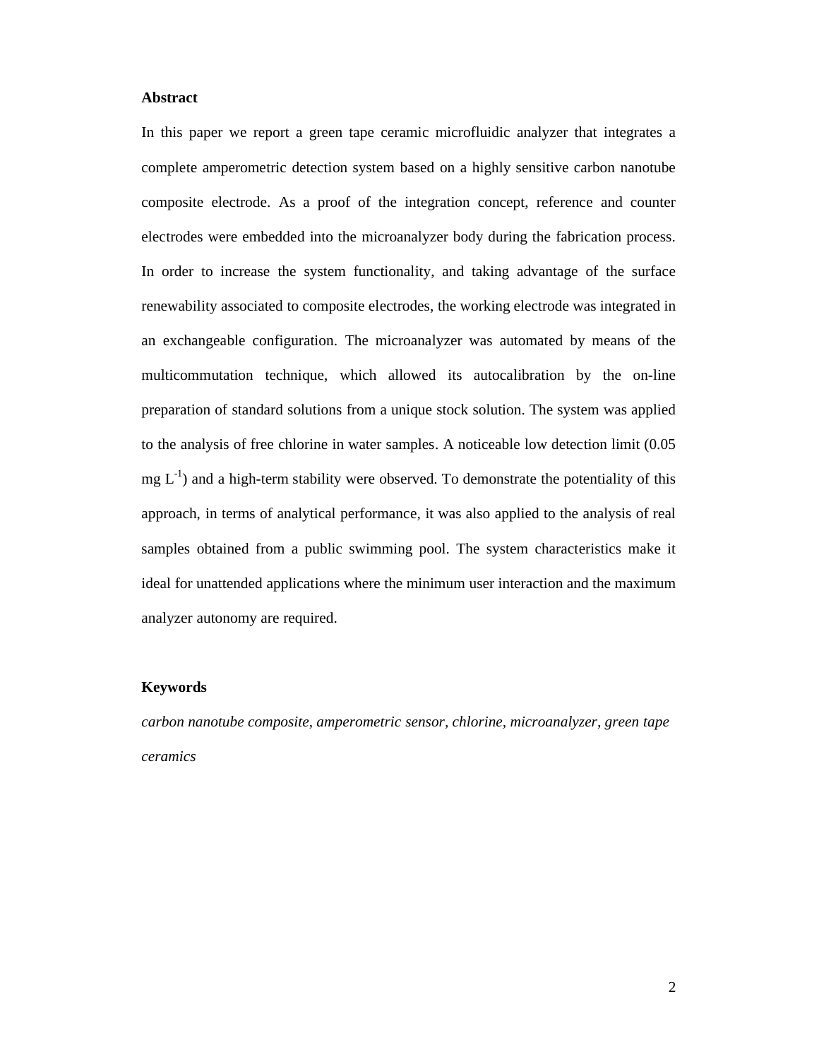## Abstract

In this paper we report a green tape ceramic microfluidic analyzer that integrates a complete amperometric detection system based on a highly sensitive carbon nanotube composite electrode. As a proof of the integration concept, reference and counter electrodes were embedded into the microanalyzer body during the fabrication process. In order to increase the system functionality, and taking advantage of the surface renewability associated to composite electrodes, the working electrode was integrated in an exchangeable configuration. The microanalyzer was automated by means of the multicommutation technique, which allowed its autocalibration by the on-line preparation of standard solutions from a unique stock solution. The system was applied to the analysis of free chlorine in water samples. A noticeable low detection limit (0.05 mg $L^{-1}$) and a high-term stability were observed. To demonstrate the potentiality of this approach, in terms of analytical performance, it was also applied to the analysis of real samples obtained from a public swimming pool. The system characteristics make it ideal for unattended applications where the minimum user interaction and the maximum analyzer autonomy are required.

## Keywords

*carbon nanotube composite, amperometric sensor, chlorine, microanalyzer, green tape ceramics*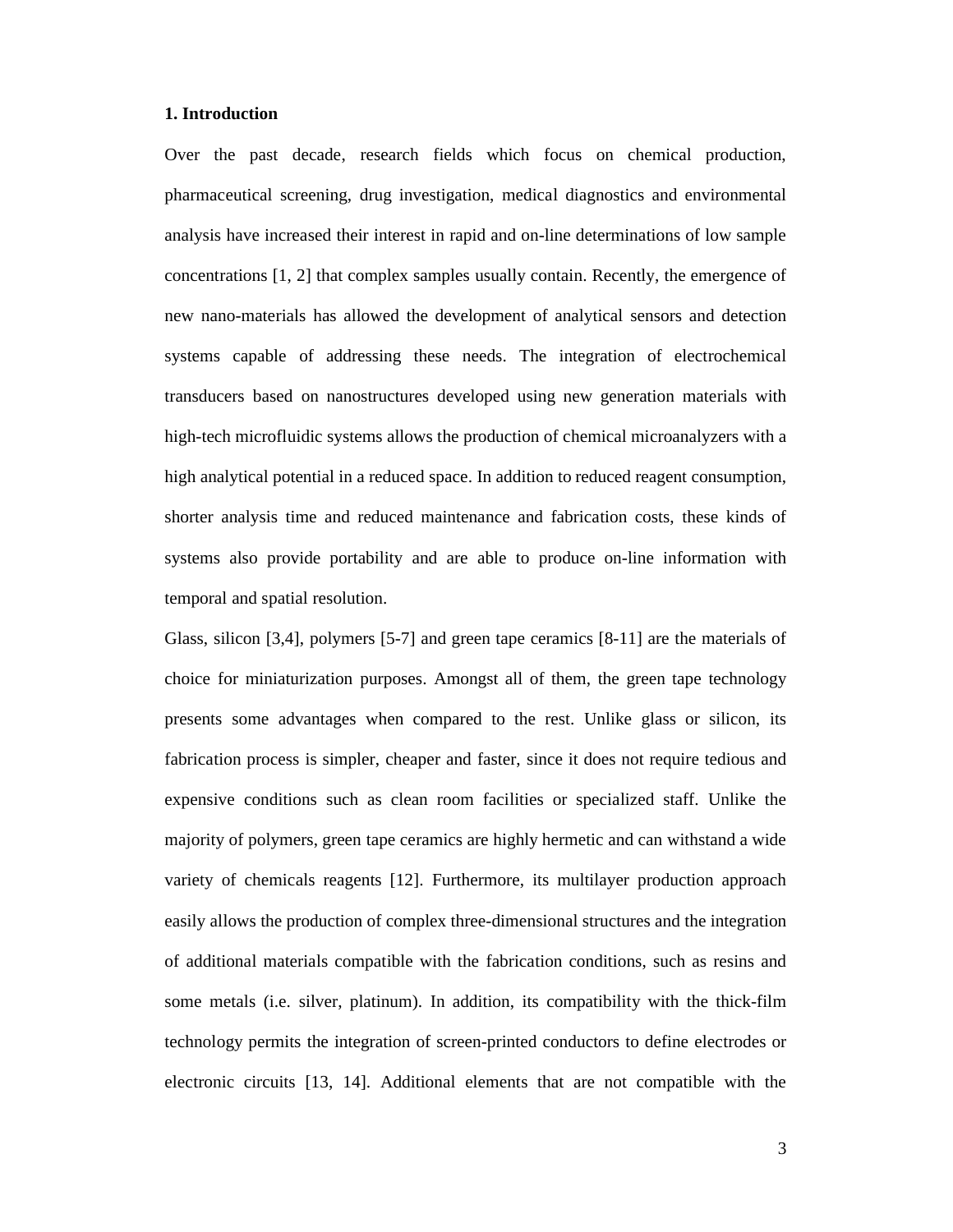## 1. Introduction

Over the past decade, research fields which focus on chemical production, pharmaceutical screening, drug investigation, medical diagnostics and environmental analysis have increased their interest in rapid and on-line determinations of low sample concentrations [1, 2] that complex samples usually contain. Recently, the emergence of new nano-materials has allowed the development of analytical sensors and detection systems capable of addressing these needs. The integration of electrochemical transducers based on nanostructures developed using new generation materials with high-tech microfluidic systems allows the production of chemical microanalyzers with a high analytical potential in a reduced space. In addition to reduced reagent consumption, shorter analysis time and reduced maintenance and fabrication costs, these kinds of systems also provide portability and are able to produce on-line information with temporal and spatial resolution.

Glass, silicon [3,4], polymers [5-7] and green tape ceramics [8-11] are the materials of choice for miniaturization purposes. Amongst all of them, the green tape technology presents some advantages when compared to the rest. Unlike glass or silicon, its fabrication process is simpler, cheaper and faster, since it does not require tedious and expensive conditions such as clean room facilities or specialized staff. Unlike the majority of polymers, green tape ceramics are highly hermetic and can withstand a wide variety of chemicals reagents [12]. Furthermore, its multilayer production approach easily allows the production of complex three-dimensional structures and the integration of additional materials compatible with the fabrication conditions, such as resins and some metals (i.e. silver, platinum). In addition, its compatibility with the thick-film technology permits the integration of screen-printed conductors to define electrodes or electronic circuits [13, 14]. Additional elements that are not compatible with the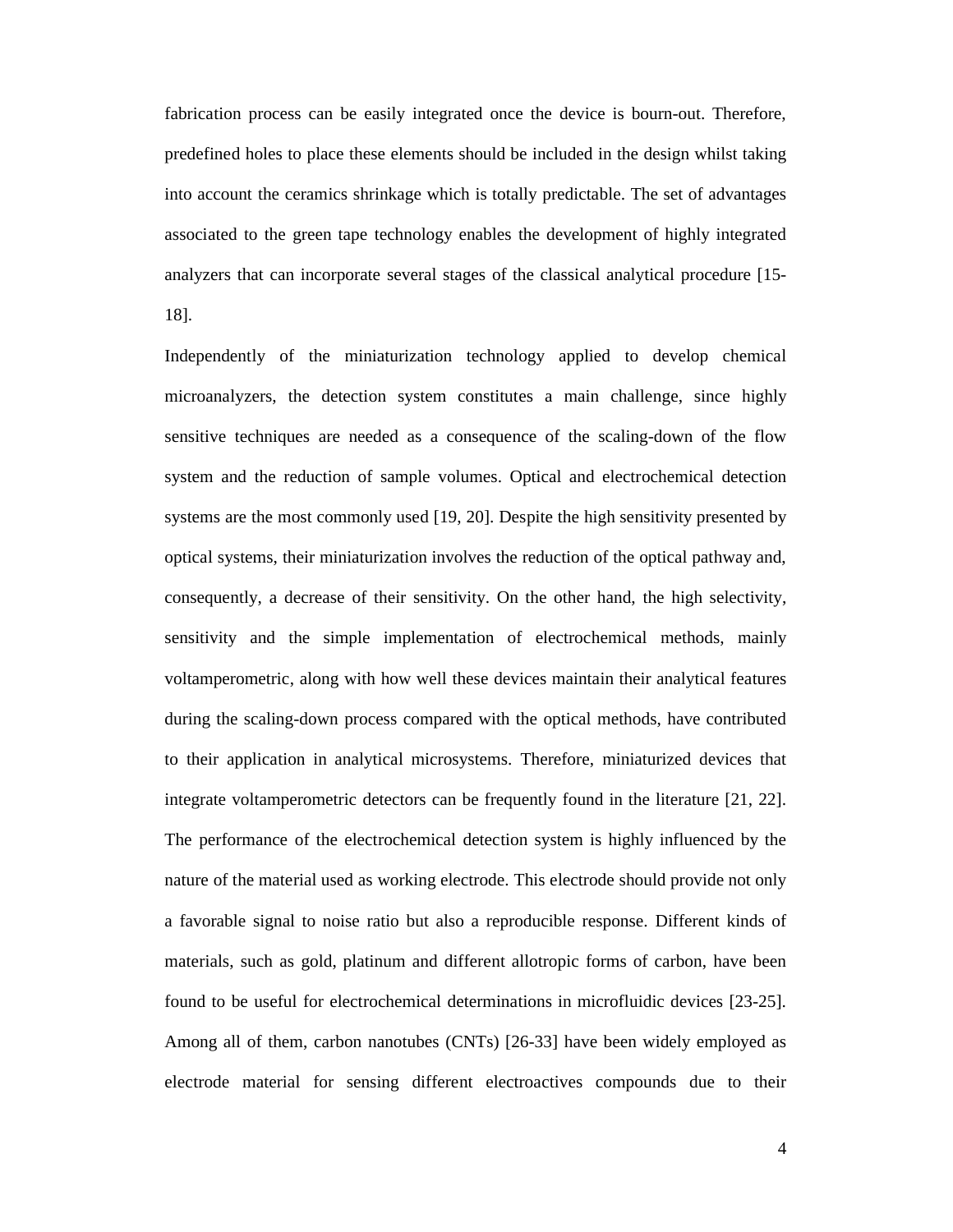fabrication process can be easily integrated once the device is bourn-out. Therefore, predefined holes to place these elements should be included in the design whilst taking into account the ceramics shrinkage which is totally predictable. The set of advantages associated to the green tape technology enables the development of highly integrated analyzers that can incorporate several stages of the classical analytical procedure [15-18].

Independently of the miniaturization technology applied to develop chemical microanalyzers, the detection system constitutes a main challenge, since highly sensitive techniques are needed as a consequence of the scaling-down of the flow system and the reduction of sample volumes. Optical and electrochemical detection systems are the most commonly used [19, 20]. Despite the high sensitivity presented by optical systems, their miniaturization involves the reduction of the optical pathway and, consequently, a decrease of their sensitivity. On the other hand, the high selectivity, sensitivity and the simple implementation of electrochemical methods, mainly voltamperometric, along with how well these devices maintain their analytical features during the scaling-down process compared with the optical methods, have contributed to their application in analytical microsystems. Therefore, miniaturized devices that integrate voltamperometric detectors can be frequently found in the literature [21, 22]. The performance of the electrochemical detection system is highly influenced by the nature of the material used as working electrode. This electrode should provide not only a favorable signal to noise ratio but also a reproducible response. Different kinds of materials, such as gold, platinum and different allotropic forms of carbon, have been found to be useful for electrochemical determinations in microfluidic devices [23-25]. Among all of them, carbon nanotubes (CNTs) [26-33] have been widely employed as electrode material for sensing different electroactives compounds due to their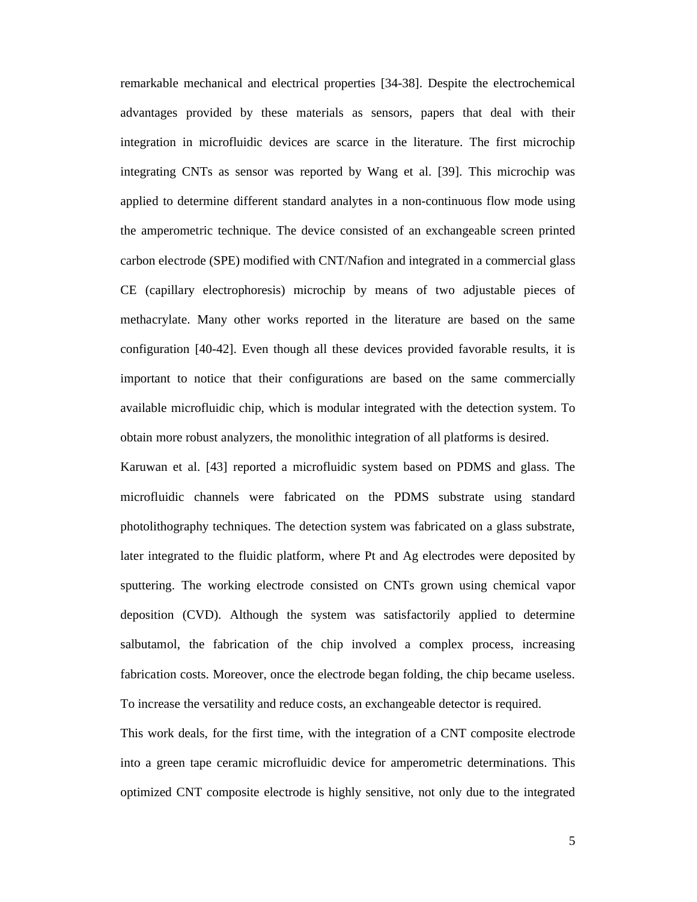remarkable mechanical and electrical properties [34-38]. Despite the electrochemical advantages provided by these materials as sensors, papers that deal with their integration in microfluidic devices are scarce in the literature. The first microchip integrating CNTs as sensor was reported by Wang et al. [39]. This microchip was applied to determine different standard analytes in a non-continuous flow mode using the amperometric technique. The device consisted of an exchangeable screen printed carbon electrode (SPE) modified with CNT/Nafion and integrated in a commercial glass CE (capillary electrophoresis) microchip by means of two adjustable pieces of methacrylate. Many other works reported in the literature are based on the same configuration [40-42]. Even though all these devices provided favorable results, it is important to notice that their configurations are based on the same commercially available microfluidic chip, which is modular integrated with the detection system. To obtain more robust analyzers, the monolithic integration of all platforms is desired.

Karuwan et al. [43] reported a microfluidic system based on PDMS and glass. The microfluidic channels were fabricated on the PDMS substrate using standard photolithography techniques. The detection system was fabricated on a glass substrate, later integrated to the fluidic platform, where Pt and Ag electrodes were deposited by sputtering. The working electrode consisted on CNTs grown using chemical vapor deposition (CVD). Although the system was satisfactorily applied to determine salbutamol, the fabrication of the chip involved a complex process, increasing fabrication costs. Moreover, once the electrode began folding, the chip became useless. To increase the versatility and reduce costs, an exchangeable detector is required.

This work deals, for the first time, with the integration of a CNT composite electrode into a green tape ceramic microfluidic device for amperometric determinations. This optimized CNT composite electrode is highly sensitive, not only due to the integrated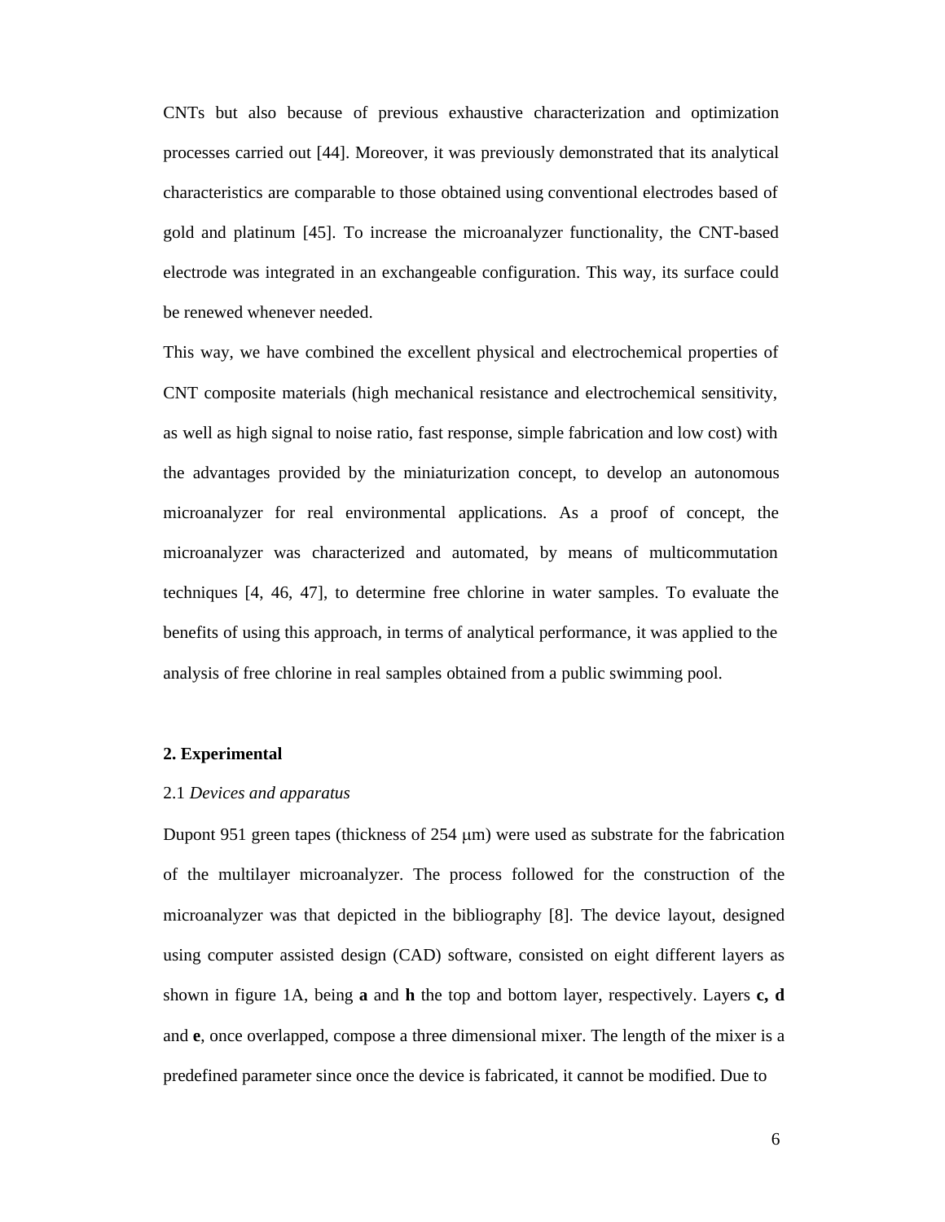CNTs but also because of previous exhaustive characterization and optimization processes carried out [44]. Moreover, it was previously demonstrated that its analytical characteristics are comparable to those obtained using conventional electrodes based of gold and platinum [45]. To increase the microanalyzer functionality, the CNT-based electrode was integrated in an exchangeable configuration. This way, its surface could be renewed whenever needed.

This way, we have combined the excellent physical and electrochemical properties of CNT composite materials (high mechanical resistance and electrochemical sensitivity, as well as high signal to noise ratio, fast response, simple fabrication and low cost) with the advantages provided by the miniaturization concept, to develop an autonomous microanalyzer for real environmental applications. As a proof of concept, the microanalyzer was characterized and automated, by means of multicommutation techniques [4, 46, 47], to determine free chlorine in water samples. To evaluate the benefits of using this approach, in terms of analytical performance, it was applied to the analysis of free chlorine in real samples obtained from a public swimming pool.

## 2. Experimental

### 2.1 *Devices and apparatus*

Dupont 951 green tapes (thickness of 254 μm) were used as substrate for the fabrication of the multilayer microanalyzer. The process followed for the construction of the microanalyzer was that depicted in the bibliography [8]. The device layout, designed using computer assisted design (CAD) software, consisted on eight different layers as shown in figure 1A, being **a** and **h** the top and bottom layer, respectively. Layers **c, d** and **e**, once overlapped, compose a three dimensional mixer. The length of the mixer is a predefined parameter since once the device is fabricated, it cannot be modified. Due to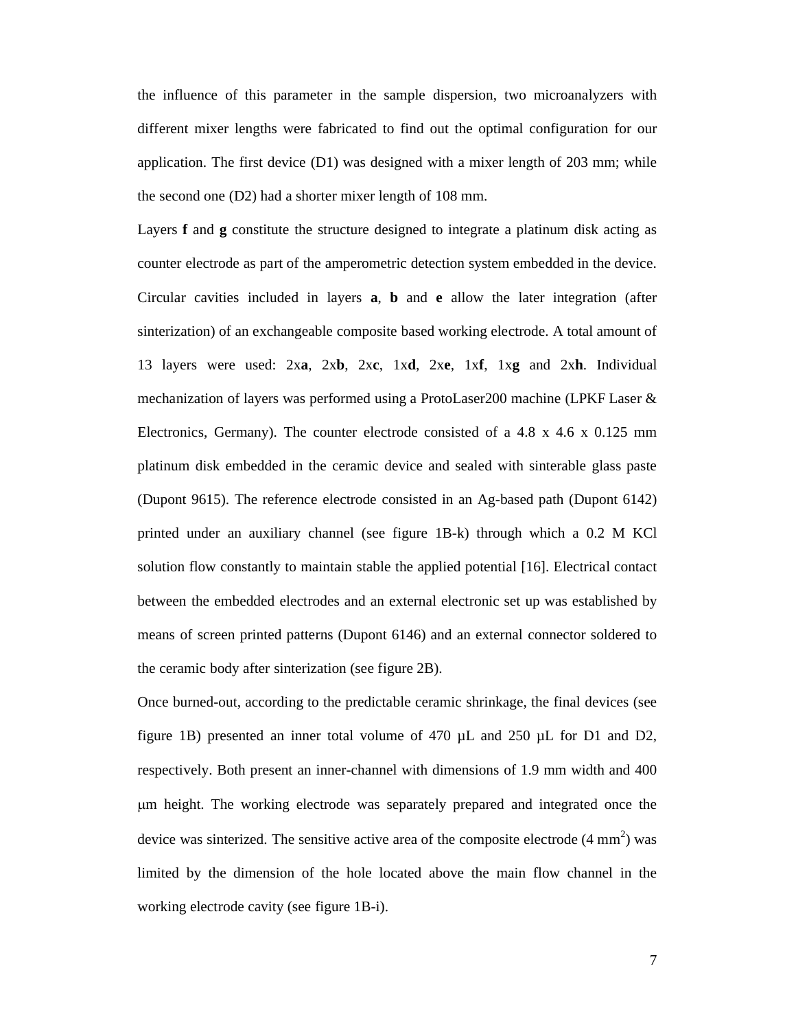the influence of this parameter in the sample dispersion, two microanalyzers with different mixer lengths were fabricated to find out the optimal configuration for our application. The first device (D1) was designed with a mixer length of 203 mm; while the second one (D2) had a shorter mixer length of 108 mm.

Layers **f** and **g** constitute the structure designed to integrate a platinum disk acting as counter electrode as part of the amperometric detection system embedded in the device. Circular cavities included in layers **a**, **b** and **e** allow the later integration (after sinterization) of an exchangeable composite based working electrode. A total amount of 13 layers were used: 2x**a**, 2x**b**, 2x**c**, 1x**d**, 2x**e**, 1x**f**, 1x**g** and 2x**h**. Individual mechanization of layers was performed using a ProtoLaser200 machine (LPKF Laser & Electronics, Germany). The counter electrode consisted of a 4.8 x 4.6 x 0.125 mm platinum disk embedded in the ceramic device and sealed with sinterable glass paste (Dupont 9615). The reference electrode consisted in an Ag-based path (Dupont 6142) printed under an auxiliary channel (see figure 1B-k) through which a 0.2 M KCl solution flow constantly to maintain stable the applied potential [16]. Electrical contact between the embedded electrodes and an external electronic set up was established by means of screen printed patterns (Dupont 6146) and an external connector soldered to the ceramic body after sinterization (see figure 2B).

Once burned-out, according to the predictable ceramic shrinkage, the final devices (see figure 1B) presented an inner total volume of 470 µL and 250 µL for D1 and D2, respectively. Both present an inner-channel with dimensions of 1.9 mm width and 400 µm height. The working electrode was separately prepared and integrated once the device was sinterized. The sensitive active area of the composite electrode (4 $mm^2$) was limited by the dimension of the hole located above the main flow channel in the working electrode cavity (see figure 1B-i).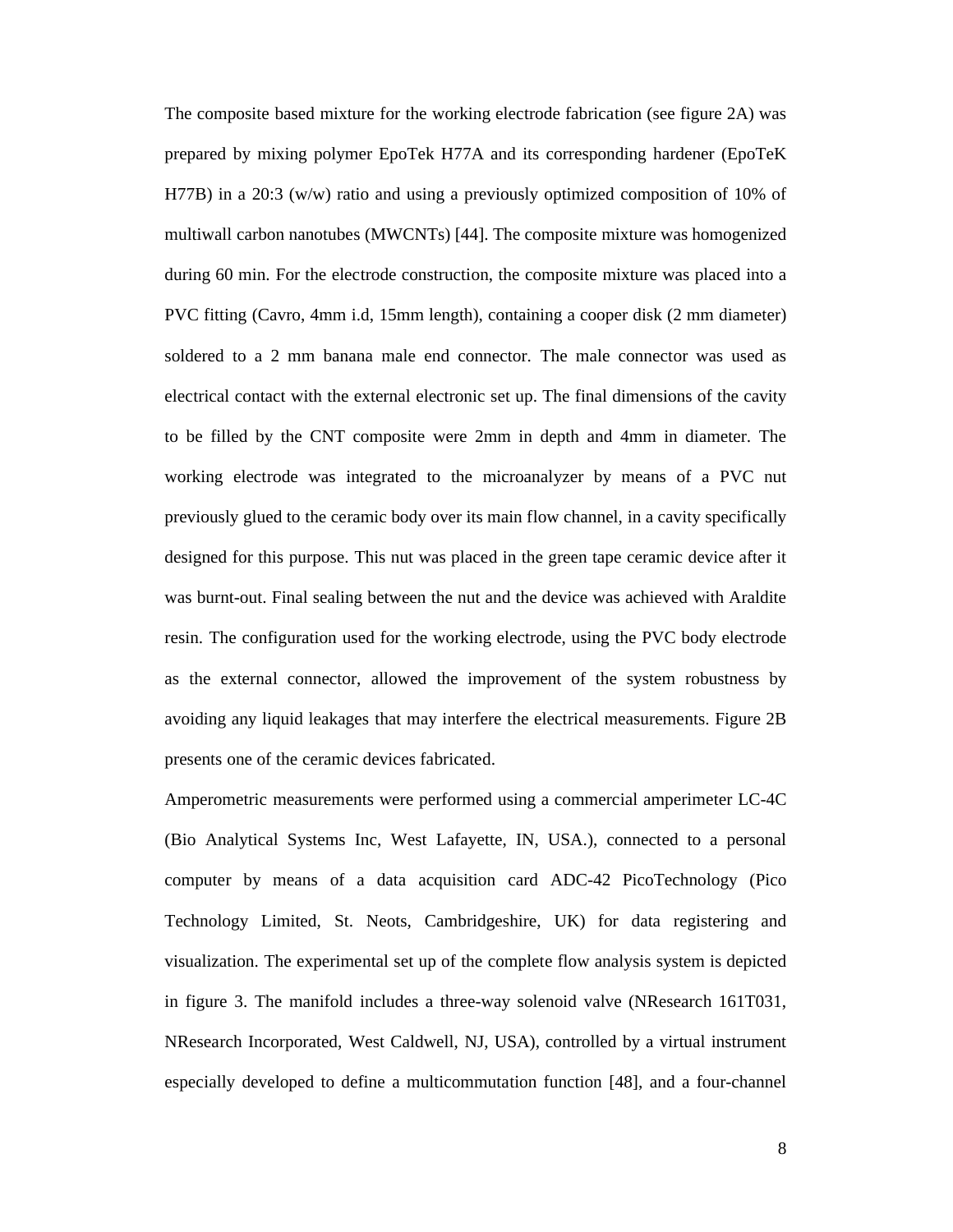The composite based mixture for the working electrode fabrication (see figure 2A) was prepared by mixing polymer EpoTek H77A and its corresponding hardener (EpoTeK H77B) in a 20:3 (w/w) ratio and using a previously optimized composition of 10% of multiwall carbon nanotubes (MWCNTs) [44]. The composite mixture was homogenized during 60 min. For the electrode construction, the composite mixture was placed into a PVC fitting (Cavro, 4mm i.d, 15mm length), containing a cooper disk (2 mm diameter) soldered to a 2 mm banana male end connector. The male connector was used as electrical contact with the external electronic set up. The final dimensions of the cavity to be filled by the CNT composite were 2mm in depth and 4mm in diameter. The working electrode was integrated to the microanalyzer by means of a PVC nut previously glued to the ceramic body over its main flow channel, in a cavity specifically designed for this purpose. This nut was placed in the green tape ceramic device after it was burnt-out. Final sealing between the nut and the device was achieved with Araldite resin. The configuration used for the working electrode, using the PVC body electrode as the external connector, allowed the improvement of the system robustness by avoiding any liquid leakages that may interfere the electrical measurements. Figure 2B presents one of the ceramic devices fabricated.

Amperometric measurements were performed using a commercial amperimeter LC-4C (Bio Analytical Systems Inc, West Lafayette, IN, USA.), connected to a personal computer by means of a data acquisition card ADC-42 PicoTechnology (Pico Technology Limited, St. Neots, Cambridgeshire, UK) for data registering and visualization. The experimental set up of the complete flow analysis system is depicted in figure 3. The manifold includes a three-way solenoid valve (NResearch 161T031, NResearch Incorporated, West Caldwell, NJ, USA), controlled by a virtual instrument especially developed to define a multicommutation function [48], and a four-channel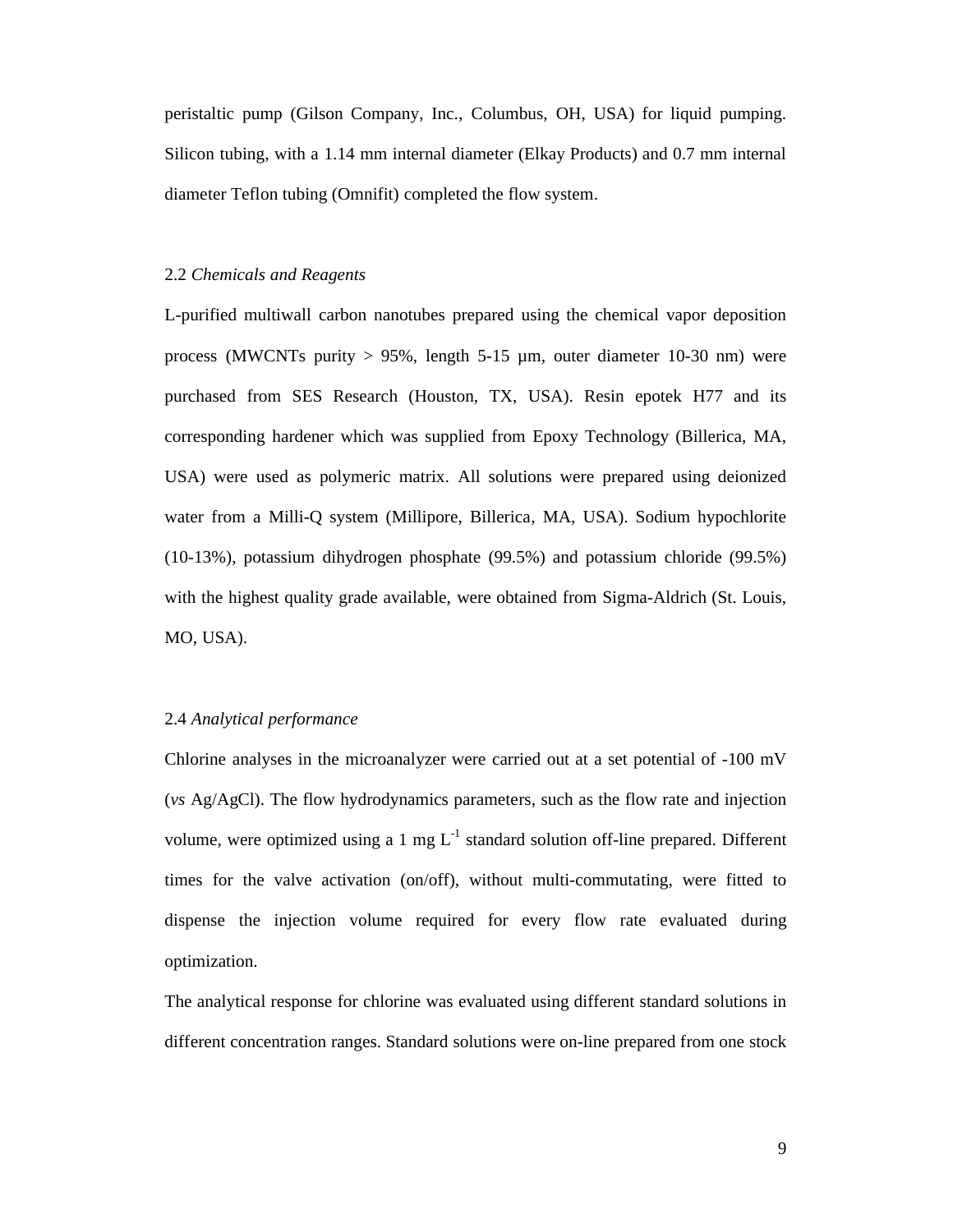peristaltic pump (Gilson Company, Inc., Columbus, OH, USA) for liquid pumping. Silicon tubing, with a 1.14 mm internal diameter (Elkay Products) and 0.7 mm internal diameter Teflon tubing (Omnifit) completed the flow system.

## 2.2 *Chemicals and Reagents*

L-purified multiwall carbon nanotubes prepared using the chemical vapor deposition process (MWCNTs purity > 95%, length 5-15 μm, outer diameter 10-30 nm) were purchased from SES Research (Houston, TX, USA). Resin epotek H77 and its corresponding hardener which was supplied from Epoxy Technology (Billerica, MA, USA) were used as polymeric matrix. All solutions were prepared using deionized water from a Milli-Q system (Millipore, Billerica, MA, USA). Sodium hypochlorite (10-13%), potassium dihydrogen phosphate (99.5%) and potassium chloride (99.5%) with the highest quality grade available, were obtained from Sigma-Aldrich (St. Louis, MO, USA).

## 2.4 *Analytical performance*

Chlorine analyses in the microanalyzer were carried out at a set potential of -100 mV (*vs* Ag/AgCl). The flow hydrodynamics parameters, such as the flow rate and injection volume, were optimized using a 1 mg $L^{-1}$ standard solution off-line prepared. Different times for the valve activation (on/off), without multi-commutating, were fitted to dispense the injection volume required for every flow rate evaluated during optimization.

The analytical response for chlorine was evaluated using different standard solutions in different concentration ranges. Standard solutions were on-line prepared from one stock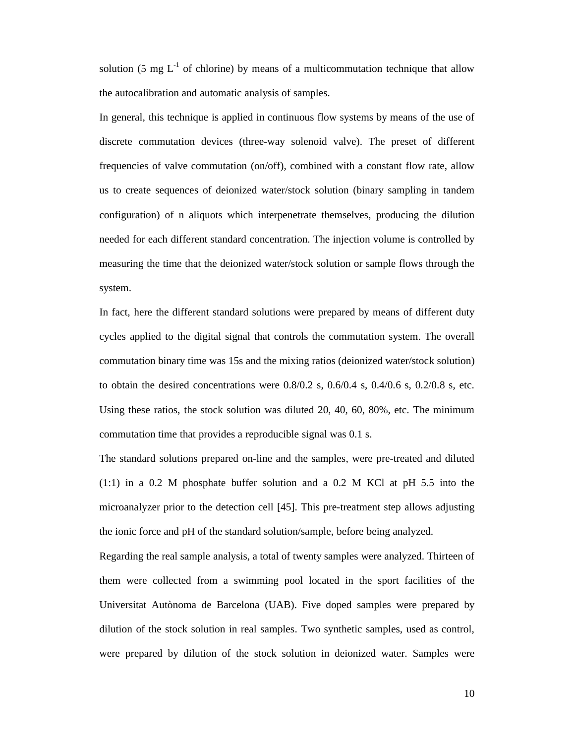solution (5 mg $L^{-1}$ of chlorine) by means of a multicommutation technique that allow the autocalibration and automatic analysis of samples.

In general, this technique is applied in continuous flow systems by means of the use of discrete commutation devices (three-way solenoid valve). The preset of different frequencies of valve commutation (on/off), combined with a constant flow rate, allow us to create sequences of deionized water/stock solution (binary sampling in tandem configuration) of n aliquots which interpenetrate themselves, producing the dilution needed for each different standard concentration. The injection volume is controlled by measuring the time that the deionized water/stock solution or sample flows through the system.

In fact, here the different standard solutions were prepared by means of different duty cycles applied to the digital signal that controls the commutation system. The overall commutation binary time was 15s and the mixing ratios (deionized water/stock solution) to obtain the desired concentrations were 0.8/0.2 s, 0.6/0.4 s, 0.4/0.6 s, 0.2/0.8 s, etc. Using these ratios, the stock solution was diluted 20, 40, 60, 80%, etc. The minimum commutation time that provides a reproducible signal was 0.1 s.

The standard solutions prepared on-line and the samples, were pre-treated and diluted (1:1) in a 0.2 M phosphate buffer solution and a 0.2 M KCl at pH 5.5 into the microanalyzer prior to the detection cell [45]. This pre-treatment step allows adjusting the ionic force and pH of the standard solution/sample, before being analyzed.

Regarding the real sample analysis, a total of twenty samples were analyzed. Thirteen of them were collected from a swimming pool located in the sport facilities of the Universitat Autònoma de Barcelona (UAB). Five doped samples were prepared by dilution of the stock solution in real samples. Two synthetic samples, used as control, were prepared by dilution of the stock solution in deionized water. Samples were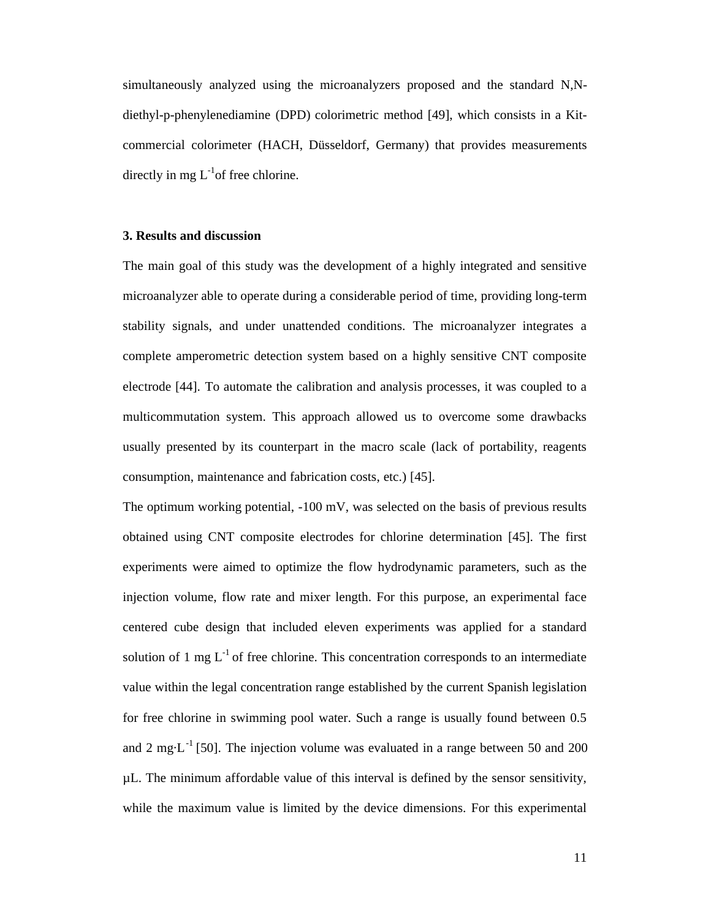simultaneously analyzed using the microanalyzers proposed and the standard N,N-diethyl-p-phenylenediamine (DPD) colorimetric method [49], which consists in a Kit-commercial colorimeter (HACH, Düsseldorf, Germany) that provides measurements directly in mg $L^{-1}$of free chlorine.

## 3. Results and discussion

The main goal of this study was the development of a highly integrated and sensitive microanalyzer able to operate during a considerable period of time, providing long-term stability signals, and under unattended conditions. The microanalyzer integrates a complete amperometric detection system based on a highly sensitive CNT composite electrode [44]. To automate the calibration and analysis processes, it was coupled to a multicommutation system. This approach allowed us to overcome some drawbacks usually presented by its counterpart in the macro scale (lack of portability, reagents consumption, maintenance and fabrication costs, etc.) [45].

The optimum working potential, -100 mV, was selected on the basis of previous results obtained using CNT composite electrodes for chlorine determination [45]. The first experiments were aimed to optimize the flow hydrodynamic parameters, such as the injection volume, flow rate and mixer length. For this purpose, an experimental face centered cube design that included eleven experiments was applied for a standard solution of 1 mg $L^{-1}$ of free chlorine. This concentration corresponds to an intermediate value within the legal concentration range established by the current Spanish legislation for free chlorine in swimming pool water. Such a range is usually found between 0.5 and 2 mg·$L^{-1}$ [50]. The injection volume was evaluated in a range between 50 and 200 μL. The minimum affordable value of this interval is defined by the sensor sensitivity, while the maximum value is limited by the device dimensions. For this experimental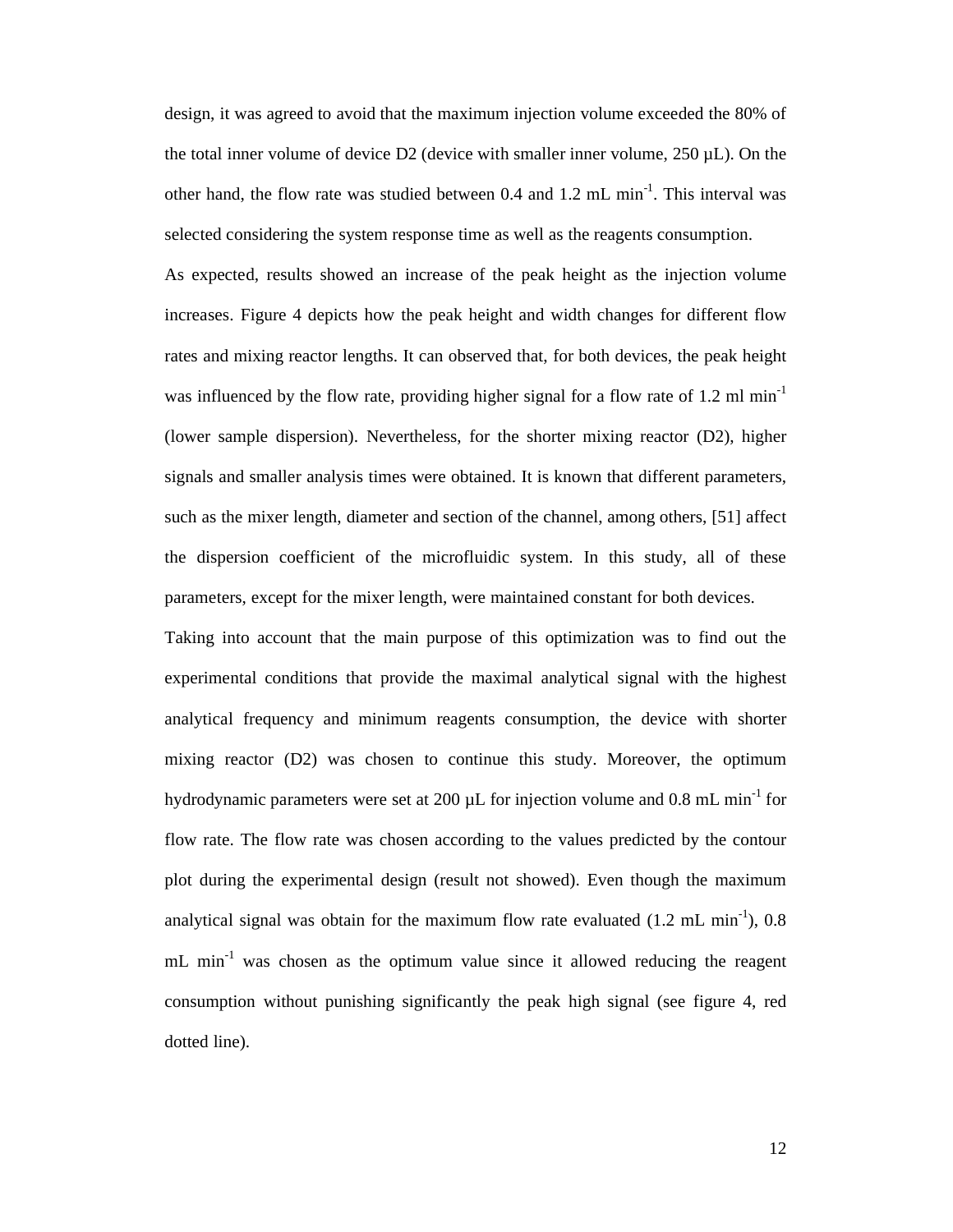design, it was agreed to avoid that the maximum injection volume exceeded the 80% of the total inner volume of device D2 (device with smaller inner volume, 250 µL). On the other hand, the flow rate was studied between 0.4 and 1.2 mL min$^{-1}$. This interval was selected considering the system response time as well as the reagents consumption.

As expected, results showed an increase of the peak height as the injection volume increases. Figure 4 depicts how the peak height and width changes for different flow rates and mixing reactor lengths. It can observed that, for both devices, the peak height was influenced by the flow rate, providing higher signal for a flow rate of 1.2 ml min$^{-1}$ (lower sample dispersion). Nevertheless, for the shorter mixing reactor (D2), higher signals and smaller analysis times were obtained. It is known that different parameters, such as the mixer length, diameter and section of the channel, among others, [51] affect the dispersion coefficient of the microfluidic system. In this study, all of these parameters, except for the mixer length, were maintained constant for both devices.

Taking into account that the main purpose of this optimization was to find out the experimental conditions that provide the maximal analytical signal with the highest analytical frequency and minimum reagents consumption, the device with shorter mixing reactor (D2) was chosen to continue this study. Moreover, the optimum hydrodynamic parameters were set at 200 µL for injection volume and 0.8 mL min$^{-1}$ for flow rate. The flow rate was chosen according to the values predicted by the contour plot during the experimental design (result not showed). Even though the maximum analytical signal was obtain for the maximum flow rate evaluated (1.2 mL min$^{-1}$), 0.8 mL min$^{-1}$ was chosen as the optimum value since it allowed reducing the reagent consumption without punishing significantly the peak high signal (see figure 4, red dotted line).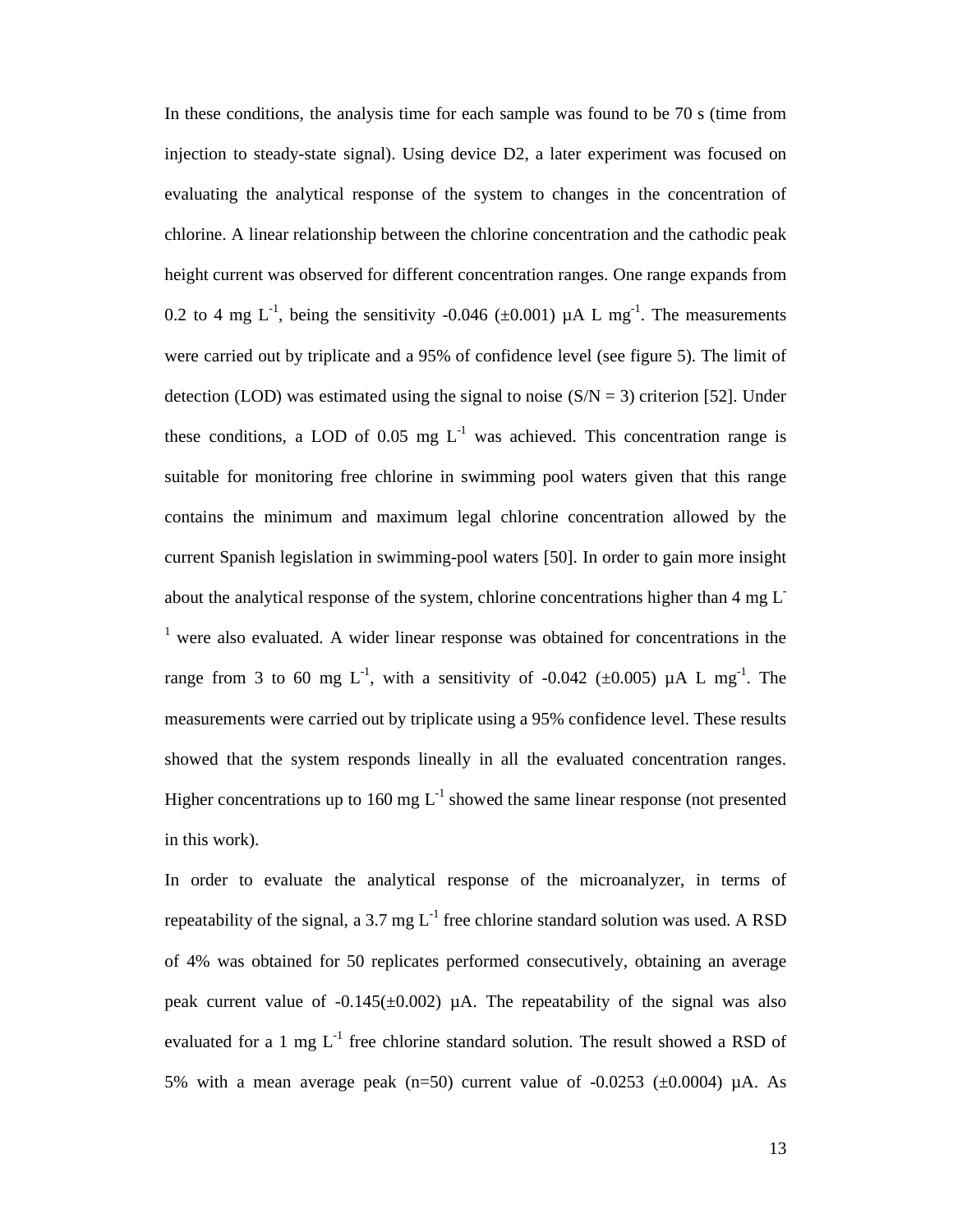In these conditions, the analysis time for each sample was found to be 70 s (time from injection to steady-state signal). Using device D2, a later experiment was focused on evaluating the analytical response of the system to changes in the concentration of chlorine. A linear relationship between the chlorine concentration and the cathodic peak height current was observed for different concentration ranges. One range expands from 0.2 to 4 mg $L^{-1}$, being the sensitivity -0.046 (±0.001) µA L $mg^{-1}$. The measurements were carried out by triplicate and a 95% of confidence level (see figure 5). The limit of detection (LOD) was estimated using the signal to noise (S/N = 3) criterion [52]. Under these conditions, a LOD of 0.05 mg $L^{-1}$ was achieved. This concentration range is suitable for monitoring free chlorine in swimming pool waters given that this range contains the minimum and maximum legal chlorine concentration allowed by the current Spanish legislation in swimming-pool waters [50]. In order to gain more insight about the analytical response of the system, chlorine concentrations higher than 4 mg $L^{-1}$ were also evaluated. A wider linear response was obtained for concentrations in the range from 3 to 60 mg $L^{-1}$, with a sensitivity of -0.042 (±0.005) µA L $mg^{-1}$. The measurements were carried out by triplicate using a 95% confidence level. These results showed that the system responds lineally in all the evaluated concentration ranges. Higher concentrations up to 160 mg $L^{-1}$ showed the same linear response (not presented in this work).

In order to evaluate the analytical response of the microanalyzer, in terms of repeatability of the signal, a 3.7 mg $L^{-1}$ free chlorine standard solution was used. A RSD of 4% was obtained for 50 replicates performed consecutively, obtaining an average peak current value of -0.145(±0.002) µA. The repeatability of the signal was also evaluated for a 1 mg $L^{-1}$ free chlorine standard solution. The result showed a RSD of 5% with a mean average peak (n=50) current value of -0.0253 (±0.0004) µA. As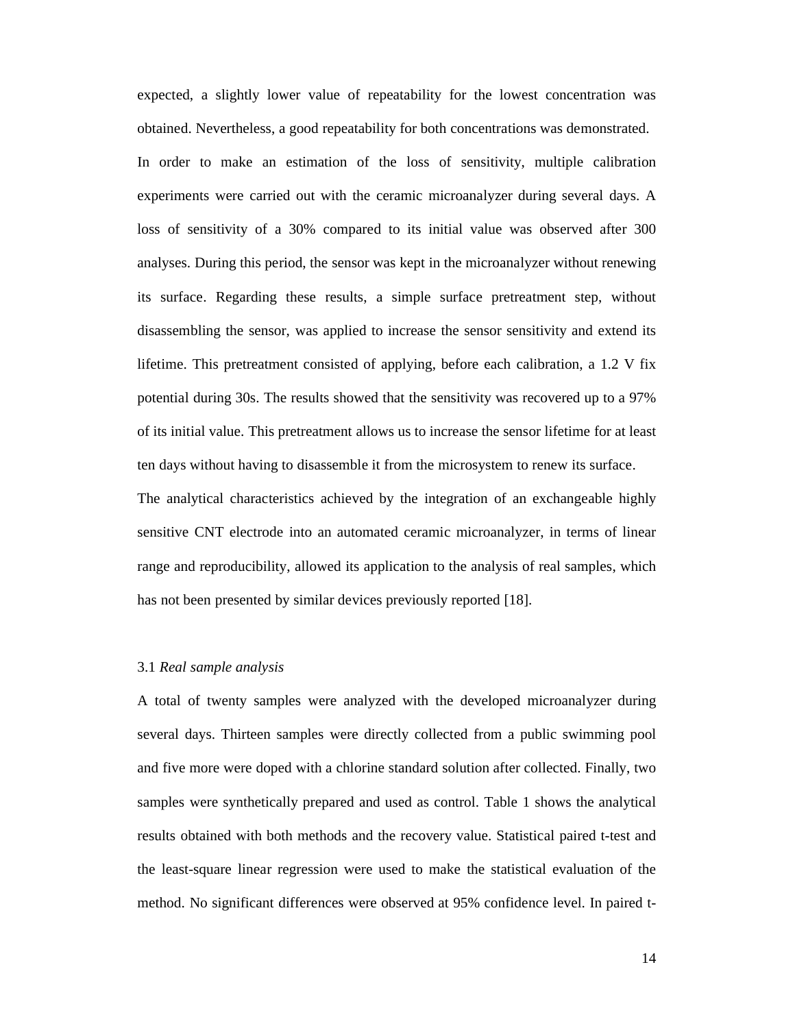expected, a slightly lower value of repeatability for the lowest concentration was obtained. Nevertheless, a good repeatability for both concentrations was demonstrated.

In order to make an estimation of the loss of sensitivity, multiple calibration experiments were carried out with the ceramic microanalyzer during several days. A loss of sensitivity of a 30% compared to its initial value was observed after 300 analyses. During this period, the sensor was kept in the microanalyzer without renewing its surface. Regarding these results, a simple surface pretreatment step, without disassembling the sensor, was applied to increase the sensor sensitivity and extend its lifetime. This pretreatment consisted of applying, before each calibration, a 1.2 V fix potential during 30s. The results showed that the sensitivity was recovered up to a 97% of its initial value. This pretreatment allows us to increase the sensor lifetime for at least ten days without having to disassemble it from the microsystem to renew its surface.

The analytical characteristics achieved by the integration of an exchangeable highly sensitive CNT electrode into an automated ceramic microanalyzer, in terms of linear range and reproducibility, allowed its application to the analysis of real samples, which has not been presented by similar devices previously reported [18].

### 3.1 *Real sample analysis*

A total of twenty samples were analyzed with the developed microanalyzer during several days. Thirteen samples were directly collected from a public swimming pool and five more were doped with a chlorine standard solution after collected. Finally, two samples were synthetically prepared and used as control. Table 1 shows the analytical results obtained with both methods and the recovery value. Statistical paired t-test and the least-square linear regression were used to make the statistical evaluation of the method. No significant differences were observed at 95% confidence level. In paired t-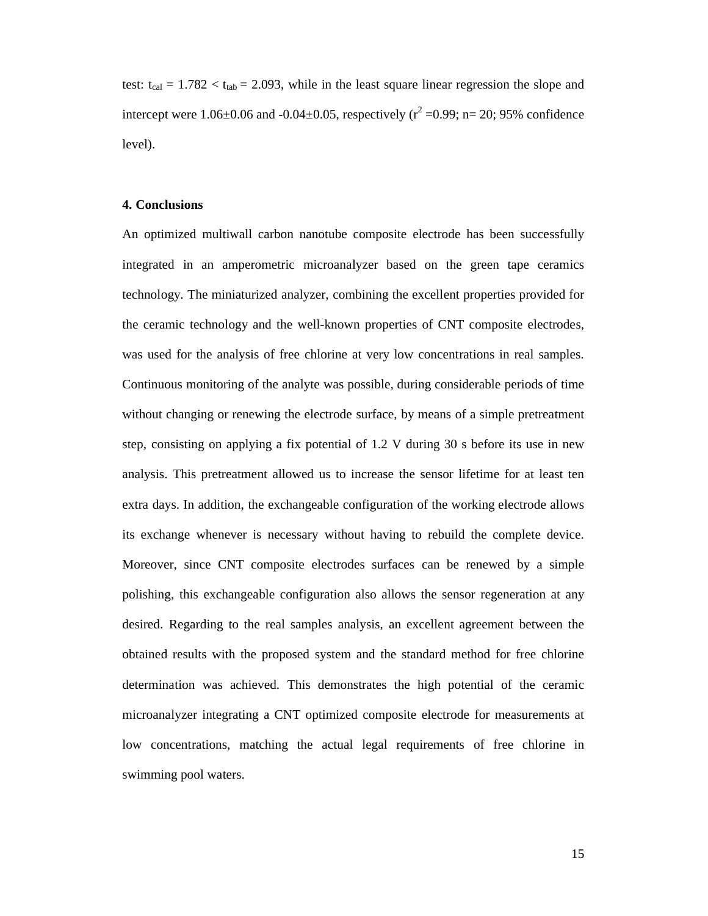test: $t_{cal} = 1.782 < t_{tab} = 2.093$, while in the least square linear regression the slope and intercept were 1.06±0.06 and -0.04±0.05, respectively ($r^2 = 0.99$; n= 20; 95% confidence level).

## 4. Conclusions

An optimized multiwall carbon nanotube composite electrode has been successfully integrated in an amperometric microanalyzer based on the green tape ceramics technology. The miniaturized analyzer, combining the excellent properties provided for the ceramic technology and the well-known properties of CNT composite electrodes, was used for the analysis of free chlorine at very low concentrations in real samples. Continuous monitoring of the analyte was possible, during considerable periods of time without changing or renewing the electrode surface, by means of a simple pretreatment step, consisting on applying a fix potential of 1.2 V during 30 s before its use in new analysis. This pretreatment allowed us to increase the sensor lifetime for at least ten extra days. In addition, the exchangeable configuration of the working electrode allows its exchange whenever is necessary without having to rebuild the complete device. Moreover, since CNT composite electrodes surfaces can be renewed by a simple polishing, this exchangeable configuration also allows the sensor regeneration at any desired. Regarding to the real samples analysis, an excellent agreement between the obtained results with the proposed system and the standard method for free chlorine determination was achieved. This demonstrates the high potential of the ceramic microanalyzer integrating a CNT optimized composite electrode for measurements at low concentrations, matching the actual legal requirements of free chlorine in swimming pool waters.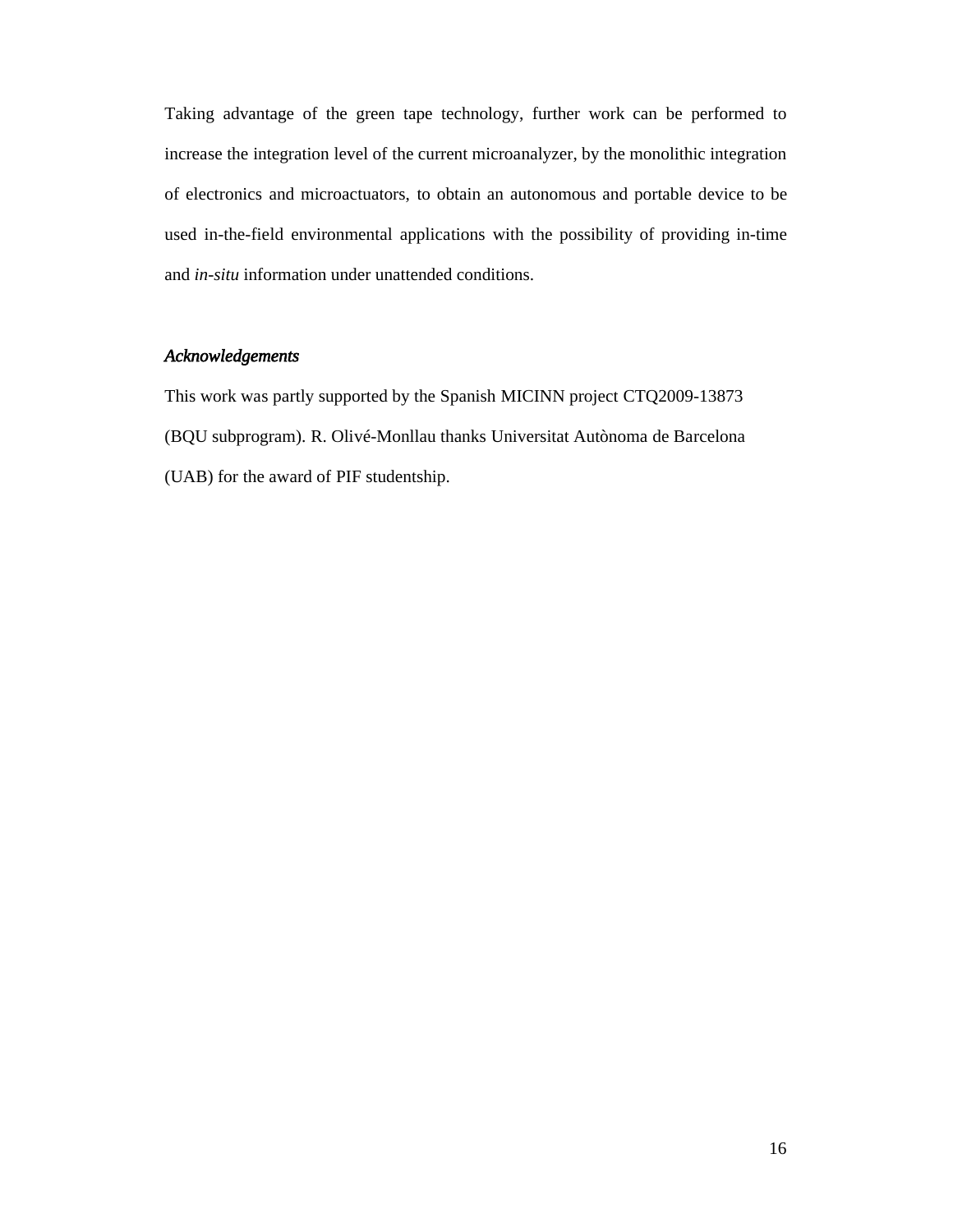Taking advantage of the green tape technology, further work can be performed to increase the integration level of the current microanalyzer, by the monolithic integration of electronics and microactuators, to obtain an autonomous and portable device to be used in-the-field environmental applications with the possibility of providing in-time and *in-situ* information under unattended conditions.

### *Acknowledgements*

This work was partly supported by the Spanish MICINN project CTQ2009-13873 (BQU subprogram). R. Olivé-Monllau thanks Universitat Autònoma de Barcelona (UAB) for the award of PIF studentship.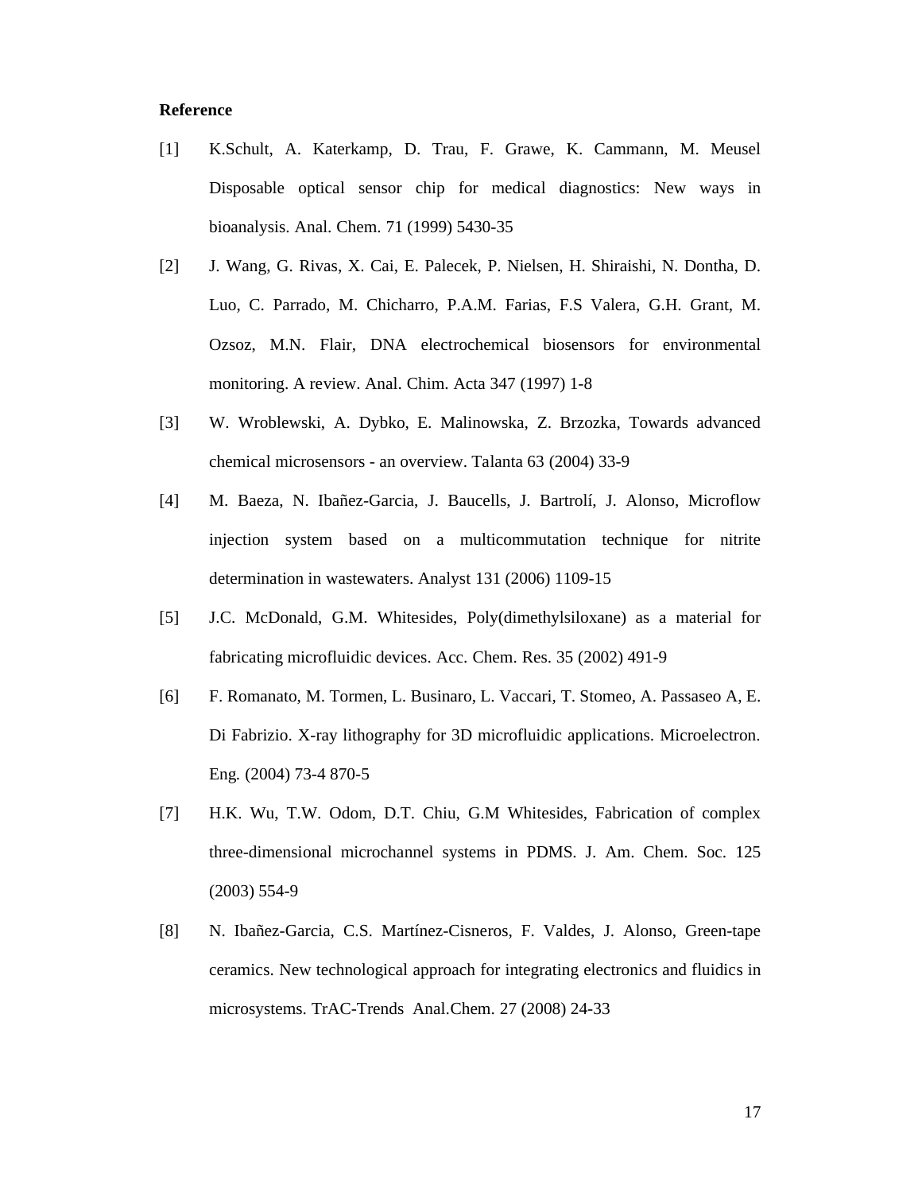**Reference**

[1] K.Schult, A. Katerkamp, D. Trau, F. Grawe, K. Cammann, M. Meusel Disposable optical sensor chip for medical diagnostics: New ways in bioanalysis. Anal. Chem. 71 (1999) 5430-35

[2] J. Wang, G. Rivas, X. Cai, E. Palecek, P. Nielsen, H. Shiraishi, N. Dontha, D. Luo, C. Parrado, M. Chicharro, P.A.M. Farias, F.S Valera, G.H. Grant, M. Ozsoz, M.N. Flair, DNA electrochemical biosensors for environmental monitoring. A review. Anal. Chim. Acta 347 (1997) 1-8

[3] W. Wroblewski, A. Dybko, E. Malinowska, Z. Brzozka, Towards advanced chemical microsensors - an overview. Talanta 63 (2004) 33-9

[4] M. Baeza, N. Ibañez-Garcia, J. Baucells, J. Bartrolí, J. Alonso, Microflow injection system based on a multicommutation technique for nitrite determination in wastewaters. Analyst 131 (2006) 1109-15

[5] J.C. McDonald, G.M. Whitesides, Poly(dimethylsiloxane) as a material for fabricating microfluidic devices. Acc. Chem. Res. 35 (2002) 491-9

[6] F. Romanato, M. Tormen, L. Businaro, L. Vaccari, T. Stomeo, A. Passaseo A, E. Di Fabrizio. X-ray lithography for 3D microfluidic applications. Microelectron. Eng. (2004) 73-4 870-5

[7] H.K. Wu, T.W. Odom, D.T. Chiu, G.M Whitesides, Fabrication of complex three-dimensional microchannel systems in PDMS. J. Am. Chem. Soc. 125 (2003) 554-9

[8] N. Ibañez-Garcia, C.S. Martínez-Cisneros, F. Valdes, J. Alonso, Green-tape ceramics. New technological approach for integrating electronics and fluidics in microsystems. TrAC-Trends Anal.Chem. 27 (2008) 24-33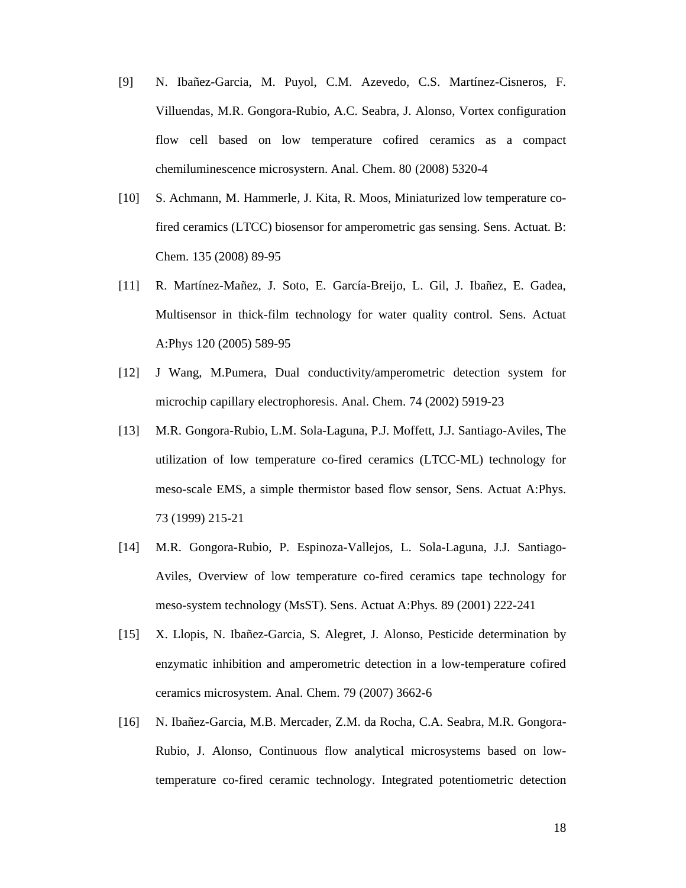[9] N. Ibañez-Garcia, M. Puyol, C.M. Azevedo, C.S. Martínez-Cisneros, F. Villuendas, M.R. Gongora-Rubio, A.C. Seabra, J. Alonso, Vortex configuration flow cell based on low temperature cofired ceramics as a compact chemiluminescence microsystern. Anal. Chem. 80 (2008) 5320-4

[10] S. Achmann, M. Hammerle, J. Kita, R. Moos, Miniaturized low temperature co-fired ceramics (LTCC) biosensor for amperometric gas sensing. Sens. Actuat. B: Chem. 135 (2008) 89-95

[11] R. Martínez-Mañez, J. Soto, E. García-Breijo, L. Gil, J. Ibañez, E. Gadea, Multisensor in thick-film technology for water quality control. Sens. Actuat A:Phys 120 (2005) 589-95

[12] J Wang, M.Pumera, Dual conductivity/amperometric detection system for microchip capillary electrophoresis. Anal. Chem. 74 (2002) 5919-23

[13] M.R. Gongora-Rubio, L.M. Sola-Laguna, P.J. Moffett, J.J. Santiago-Aviles, The utilization of low temperature co-fired ceramics (LTCC-ML) technology for meso-scale EMS, a simple thermistor based flow sensor, Sens. Actuat A:Phys. 73 (1999) 215-21

[14] M.R. Gongora-Rubio, P. Espinoza-Vallejos, L. Sola-Laguna, J.J. Santiago-Aviles, Overview of low temperature co-fired ceramics tape technology for meso-system technology (MsST). Sens. Actuat A:Phys. 89 (2001) 222-241

[15] X. Llopis, N. Ibañez-Garcia, S. Alegret, J. Alonso, Pesticide determination by enzymatic inhibition and amperometric detection in a low-temperature cofired ceramics microsystem. Anal. Chem. 79 (2007) 3662-6

[16] N. Ibañez-Garcia, M.B. Mercader, Z.M. da Rocha, C.A. Seabra, M.R. Gongora-Rubio, J. Alonso, Continuous flow analytical microsystems based on low-temperature co-fired ceramic technology. Integrated potentiometric detection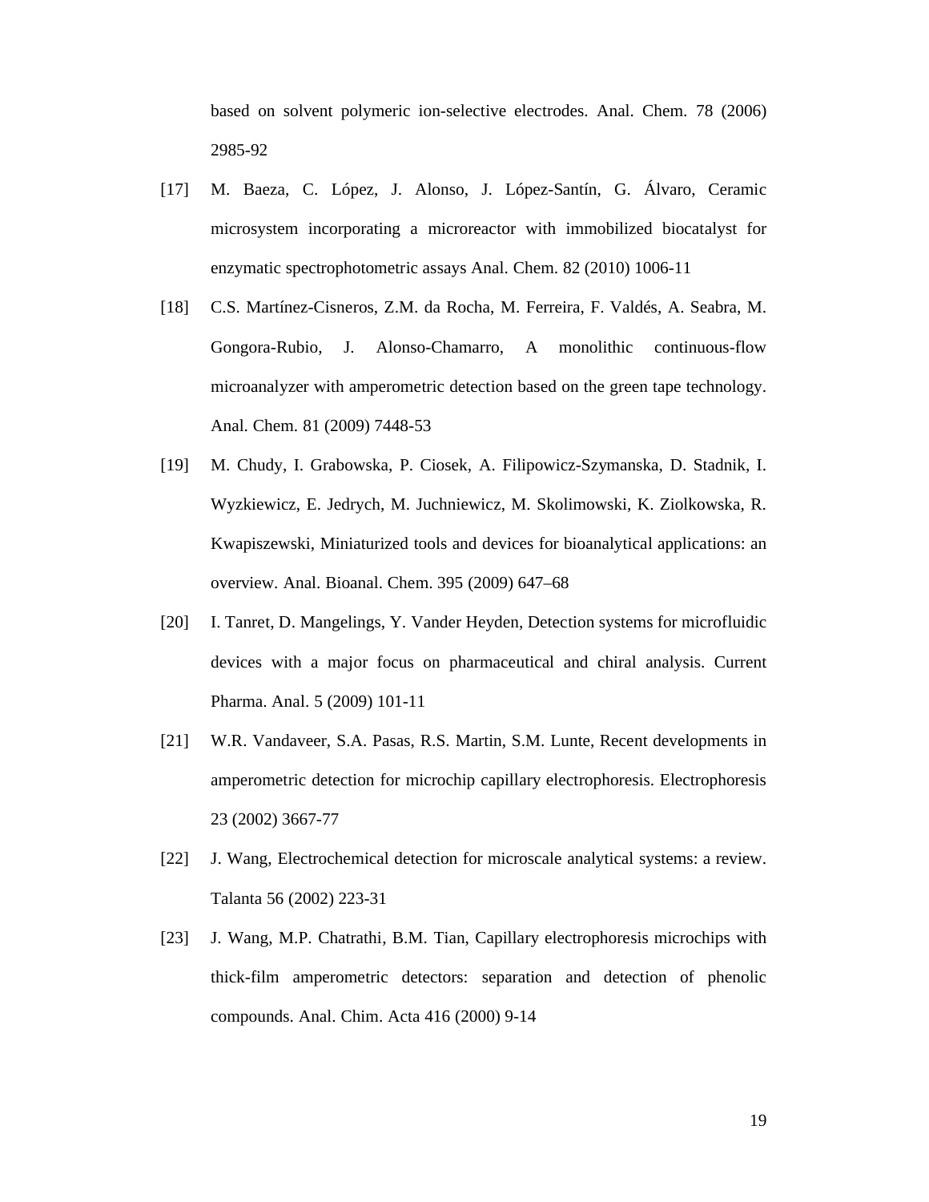based on solvent polymeric ion-selective electrodes. Anal. Chem. 78 (2006) 2985-92

[17] M. Baeza, C. López, J. Alonso, J. López-Santín, G. Álvaro, Ceramic microsystem incorporating a microreactor with immobilized biocatalyst for enzymatic spectrophotometric assays Anal. Chem. 82 (2010) 1006-11

[18] C.S. Martínez-Cisneros, Z.M. da Rocha, M. Ferreira, F. Valdés, A. Seabra, M. Gongora-Rubio, J. Alonso-Chamarro, A monolithic continuous-flow microanalyzer with amperometric detection based on the green tape technology. Anal. Chem. 81 (2009) 7448-53

[19] M. Chudy, I. Grabowska, P. Ciosek, A. Filipowicz-Szymanska, D. Stadnik, I. Wyzkiewicz, E. Jedrych, M. Juchniewicz, M. Skolimowski, K. Ziolkowska, R. Kwapiszewski, Miniaturized tools and devices for bioanalytical applications: an overview. Anal. Bioanal. Chem. 395 (2009) 647–68

[20] I. Tanret, D. Mangelings, Y. Vander Heyden, Detection systems for microfluidic devices with a major focus on pharmaceutical and chiral analysis. Current Pharma. Anal. 5 (2009) 101-11

[21] W.R. Vandaveer, S.A. Pasas, R.S. Martin, S.M. Lunte, Recent developments in amperometric detection for microchip capillary electrophoresis. Electrophoresis 23 (2002) 3667-77

[22] J. Wang, Electrochemical detection for microscale analytical systems: a review. Talanta 56 (2002) 223-31

[23] J. Wang, M.P. Chatrathi, B.M. Tian, Capillary electrophoresis microchips with thick-film amperometric detectors: separation and detection of phenolic compounds. Anal. Chim. Acta 416 (2000) 9-14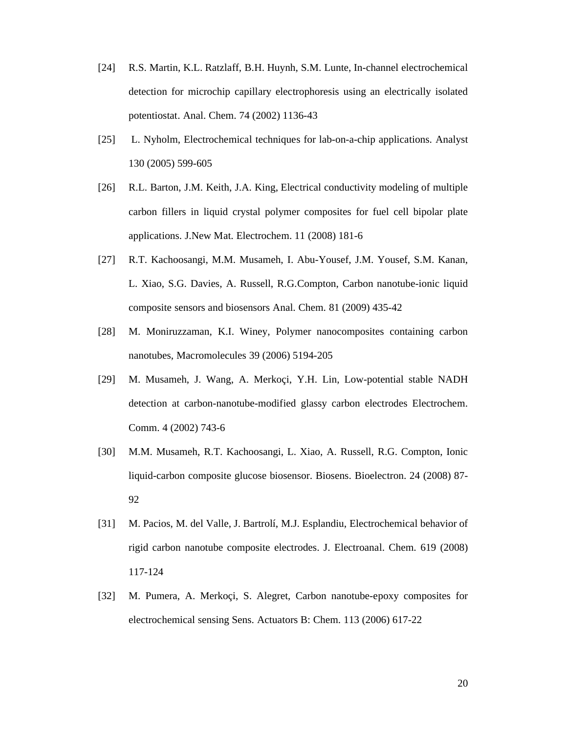[24] R.S. Martin, K.L. Ratzlaff, B.H. Huynh, S.M. Lunte, In-channel electrochemical detection for microchip capillary electrophoresis using an electrically isolated potentiostat. Anal. Chem. 74 (2002) 1136-43

[25] L. Nyholm, Electrochemical techniques for lab-on-a-chip applications. Analyst 130 (2005) 599-605

[26] R.L. Barton, J.M. Keith, J.A. King, Electrical conductivity modeling of multiple carbon fillers in liquid crystal polymer composites for fuel cell bipolar plate applications. J.New Mat. Electrochem. 11 (2008) 181-6

[27] R.T. Kachoosangi, M.M. Musameh, I. Abu-Yousef, J.M. Yousef, S.M. Kanan, L. Xiao, S.G. Davies, A. Russell, R.G.Compton, Carbon nanotube-ionic liquid composite sensors and biosensors Anal. Chem. 81 (2009) 435-42

[28] M. Moniruzzaman, K.I. Winey, Polymer nanocomposites containing carbon nanotubes, Macromolecules 39 (2006) 5194-205

[29] M. Musameh, J. Wang, A. Merkoçi, Y.H. Lin, Low-potential stable NADH detection at carbon-nanotube-modified glassy carbon electrodes Electrochem. Comm. 4 (2002) 743-6

[30] M.M. Musameh, R.T. Kachoosangi, L. Xiao, A. Russell, R.G. Compton, Ionic liquid-carbon composite glucose biosensor. Biosens. Bioelectron. 24 (2008) 87-92

[31] M. Pacios, M. del Valle, J. Bartrolí, M.J. Esplandiu, Electrochemical behavior of rigid carbon nanotube composite electrodes. J. Electroanal. Chem. 619 (2008) 117-124

[32] M. Pumera, A. Merkoçi, S. Alegret, Carbon nanotube-epoxy composites for electrochemical sensing Sens. Actuators B: Chem. 113 (2006) 617-22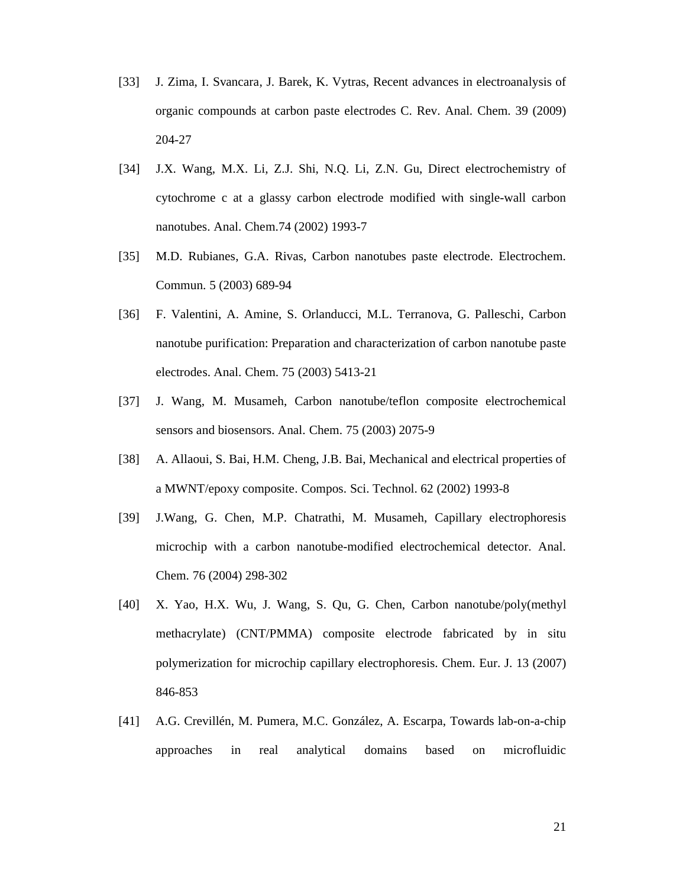[33] J. Zima, I. Svancara, J. Barek, K. Vytras, Recent advances in electroanalysis of organic compounds at carbon paste electrodes C. Rev. Anal. Chem. 39 (2009) 204-27

[34] J.X. Wang, M.X. Li, Z.J. Shi, N.Q. Li, Z.N. Gu, Direct electrochemistry of cytochrome c at a glassy carbon electrode modified with single-wall carbon nanotubes. Anal. Chem.74 (2002) 1993-7

[35] M.D. Rubianes, G.A. Rivas, Carbon nanotubes paste electrode. Electrochem. Commun. 5 (2003) 689-94

[36] F. Valentini, A. Amine, S. Orlanducci, M.L. Terranova, G. Palleschi, Carbon nanotube purification: Preparation and characterization of carbon nanotube paste electrodes. Anal. Chem. 75 (2003) 5413-21

[37] J. Wang, M. Musameh, Carbon nanotube/teflon composite electrochemical sensors and biosensors. Anal. Chem. 75 (2003) 2075-9

[38] A. Allaoui, S. Bai, H.M. Cheng, J.B. Bai, Mechanical and electrical properties of a MWNT/epoxy composite. Compos. Sci. Technol. 62 (2002) 1993-8

[39] J.Wang, G. Chen, M.P. Chatrathi, M. Musameh, Capillary electrophoresis microchip with a carbon nanotube-modified electrochemical detector. Anal. Chem. 76 (2004) 298-302

[40] X. Yao, H.X. Wu, J. Wang, S. Qu, G. Chen, Carbon nanotube/poly(methyl methacrylate) (CNT/PMMA) composite electrode fabricated by in situ polymerization for microchip capillary electrophoresis. Chem. Eur. J. 13 (2007) 846-853

[41] A.G. Crevillén, M. Pumera, M.C. González, A. Escarpa, Towards lab-on-a-chip approaches in real analytical domains based on microfluidic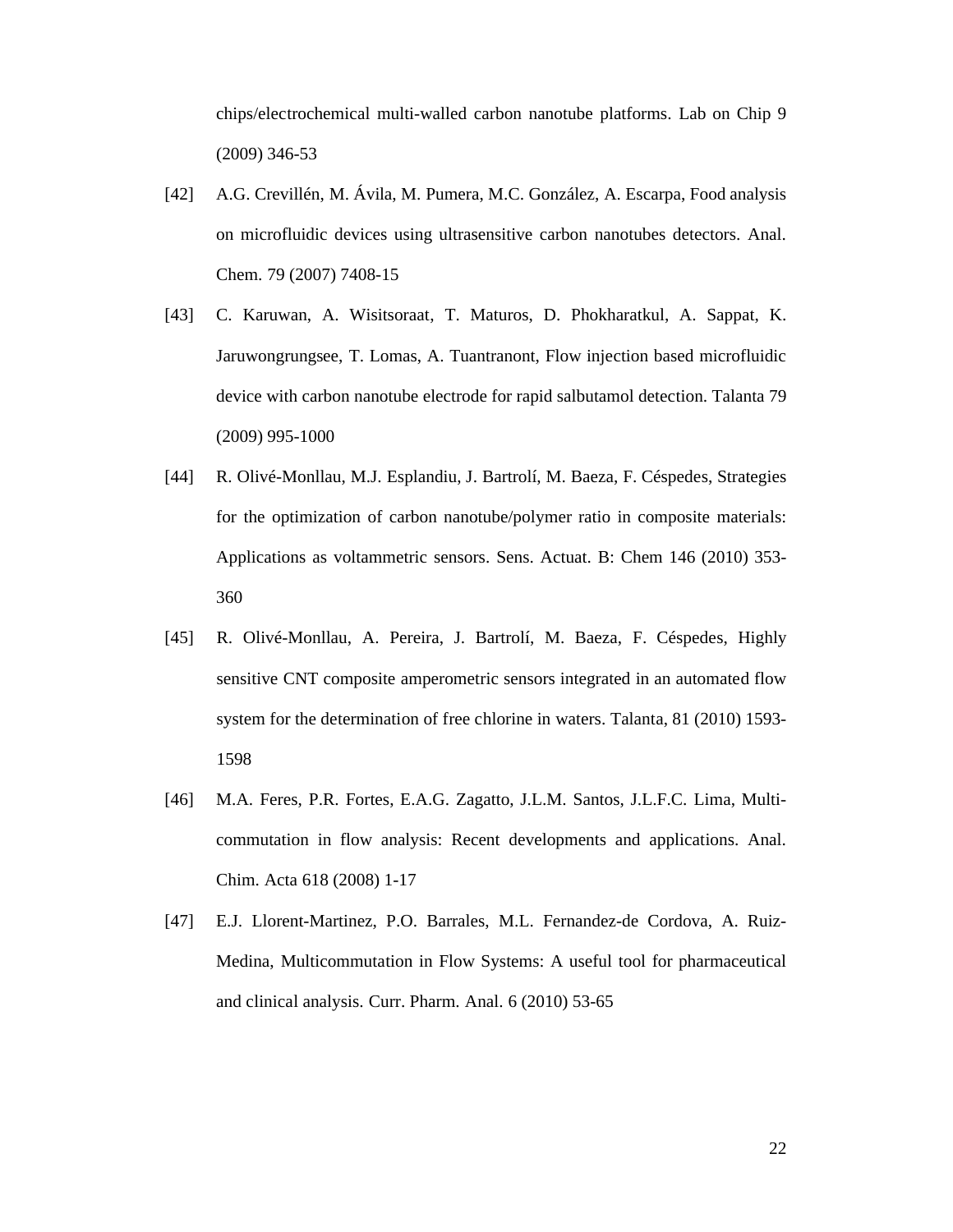chips/electrochemical multi-walled carbon nanotube platforms. Lab on Chip 9 (2009) 346-53

[42] A.G. Crevillén, M. Ávila, M. Pumera, M.C. González, A. Escarpa, Food analysis on microfluidic devices using ultrasensitive carbon nanotubes detectors. Anal. Chem. 79 (2007) 7408-15

[43] C. Karuwan, A. Wisitsoraat, T. Maturos, D. Phokharatkul, A. Sappat, K. Jaruwongrungsee, T. Lomas, A. Tuantranont, Flow injection based microfluidic device with carbon nanotube electrode for rapid salbutamol detection. Talanta 79 (2009) 995-1000

[44] R. Olivé-Monllau, M.J. Esplandiu, J. Bartrolí, M. Baeza, F. Céspedes, Strategies for the optimization of carbon nanotube/polymer ratio in composite materials: Applications as voltammetric sensors. Sens. Actuat. B: Chem 146 (2010) 353-360

[45] R. Olivé-Monllau, A. Pereira, J. Bartrolí, M. Baeza, F. Céspedes, Highly sensitive CNT composite amperometric sensors integrated in an automated flow system for the determination of free chlorine in waters. Talanta, 81 (2010) 1593-1598

[46] M.A. Feres, P.R. Fortes, E.A.G. Zagatto, J.L.M. Santos, J.L.F.C. Lima, Multi-commutation in flow analysis: Recent developments and applications. Anal. Chim. Acta 618 (2008) 1-17

[47] E.J. Llorent-Martinez, P.O. Barrales, M.L. Fernandez-de Cordova, A. Ruiz-Medina, Multicommutation in Flow Systems: A useful tool for pharmaceutical and clinical analysis. Curr. Pharm. Anal. 6 (2010) 53-65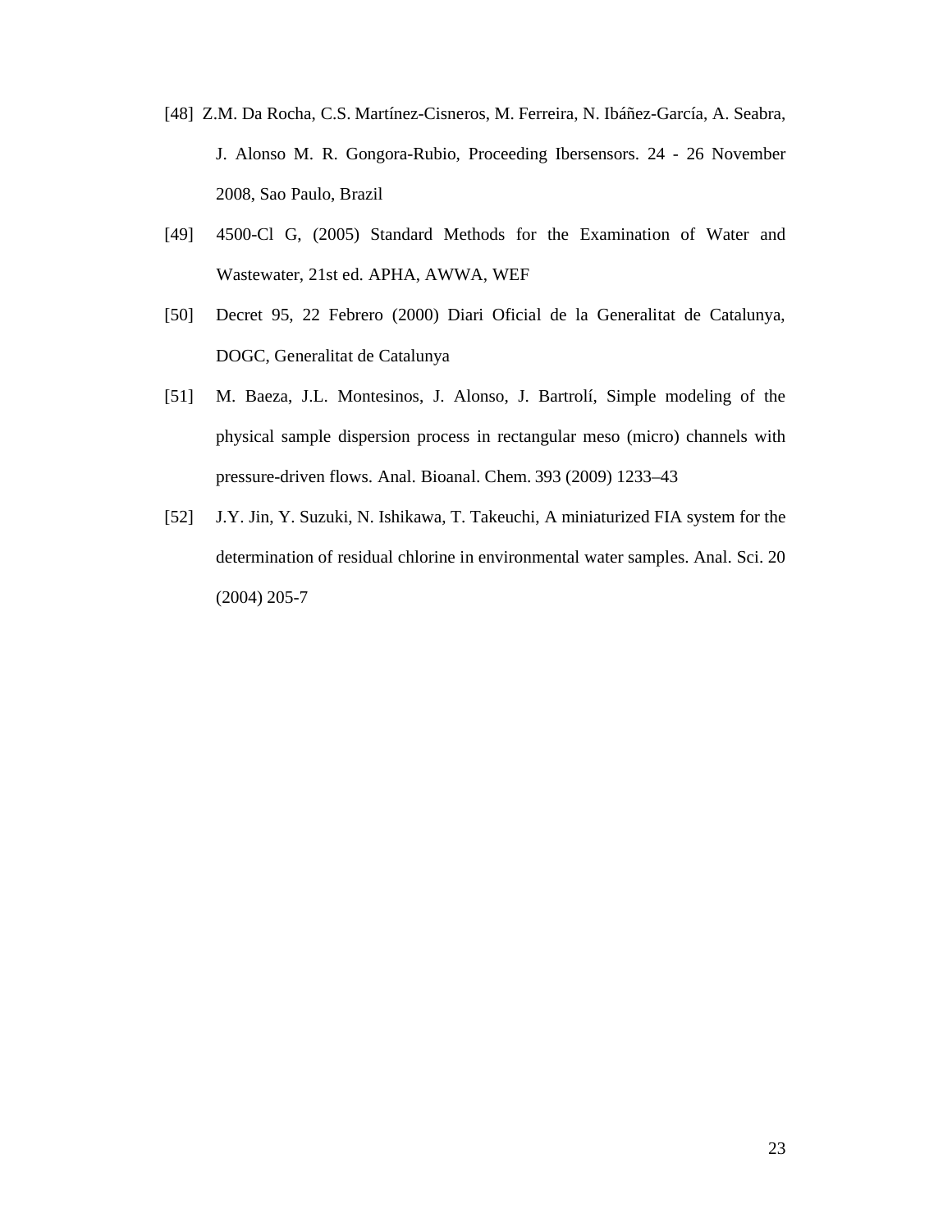[48] Z.M. Da Rocha, C.S. Martínez-Cisneros, M. Ferreira, N. Ibáñez-García, A. Seabra, J. Alonso M. R. Gongora-Rubio, Proceeding Ibersensors. 24 - 26 November 2008, Sao Paulo, Brazil

[49] 4500-Cl G, (2005) Standard Methods for the Examination of Water and Wastewater, 21st ed. APHA, AWWA, WEF

[50] Decret 95, 22 Febrero (2000) Diari Oficial de la Generalitat de Catalunya, DOGC, Generalitat de Catalunya

[51] M. Baeza, J.L. Montesinos, J. Alonso, J. Bartrolí, Simple modeling of the physical sample dispersion process in rectangular meso (micro) channels with pressure-driven flows. Anal. Bioanal. Chem. 393 (2009) 1233–43

[52] J.Y. Jin, Y. Suzuki, N. Ishikawa, T. Takeuchi, A miniaturized FIA system for the determination of residual chlorine in environmental water samples. Anal. Sci. 20 (2004) 205-7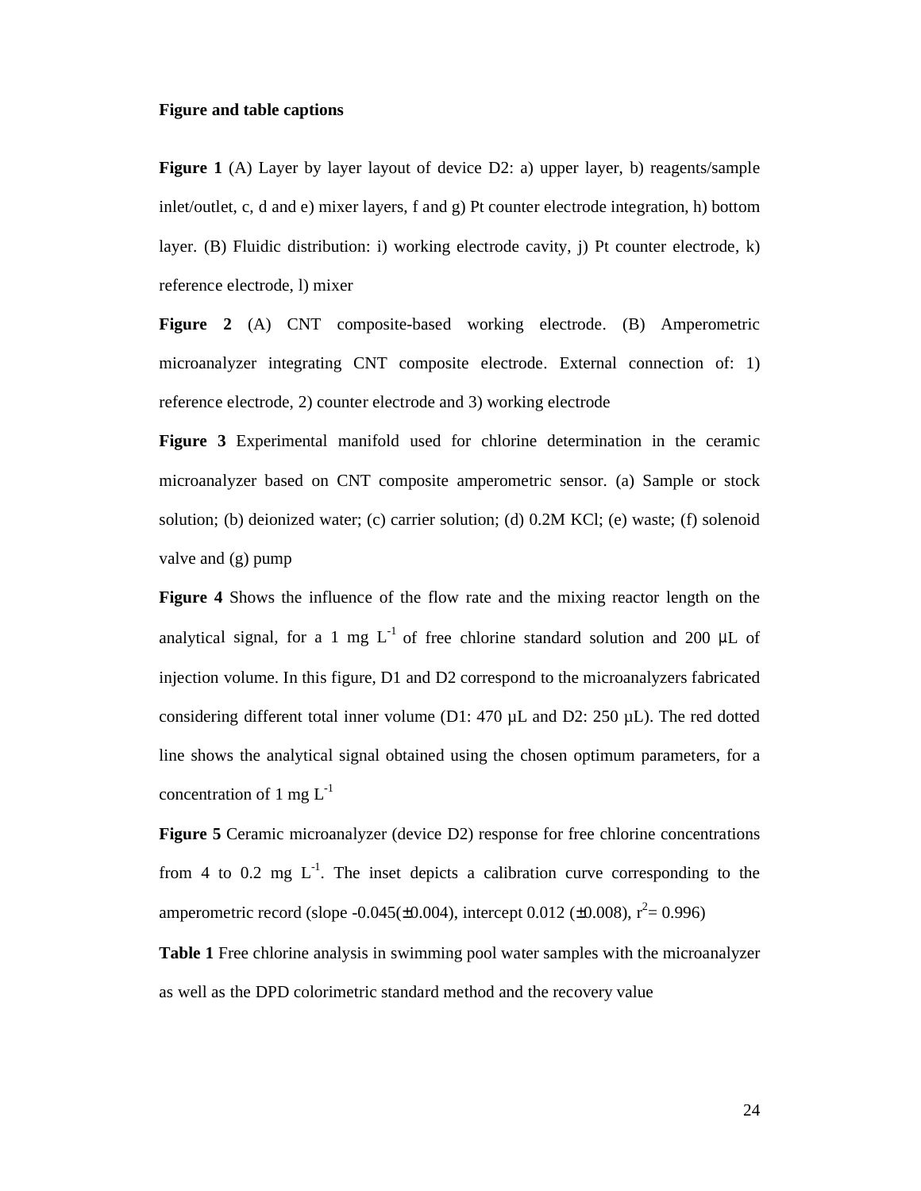**Figure and table captions**

**Figure 1** (A) Layer by layer layout of device D2: a) upper layer, b) reagents/sample inlet/outlet, c, d and e) mixer layers, f and g) Pt counter electrode integration, h) bottom layer. (B) Fluidic distribution: i) working electrode cavity, j) Pt counter electrode, k) reference electrode, l) mixer

**Figure 2** (A) CNT composite-based working electrode. (B) Amperometric microanalyzer integrating CNT composite electrode. External connection of: 1) reference electrode, 2) counter electrode and 3) working electrode

**Figure 3** Experimental manifold used for chlorine determination in the ceramic microanalyzer based on CNT composite amperometric sensor. (a) Sample or stock solution; (b) deionized water; (c) carrier solution; (d) 0.2M KCl; (e) waste; (f) solenoid valve and (g) pump

**Figure 4** Shows the influence of the flow rate and the mixing reactor length on the analytical signal, for a 1 mg $L^{-1}$ of free chlorine standard solution and 200 μL of injection volume. In this figure, D1 and D2 correspond to the microanalyzers fabricated considering different total inner volume (D1: 470 μL and D2: 250 μL). The red dotted line shows the analytical signal obtained using the chosen optimum parameters, for a concentration of 1 mg $L^{-1}$

**Figure 5** Ceramic microanalyzer (device D2) response for free chlorine concentrations from 4 to 0.2 mg $L^{-1}$. The inset depicts a calibration curve corresponding to the amperometric record (slope -0.045(±0.004), intercept 0.012 (±0.008), $r^2$= 0.996)

**Table 1** Free chlorine analysis in swimming pool water samples with the microanalyzer as well as the DPD colorimetric standard method and the recovery value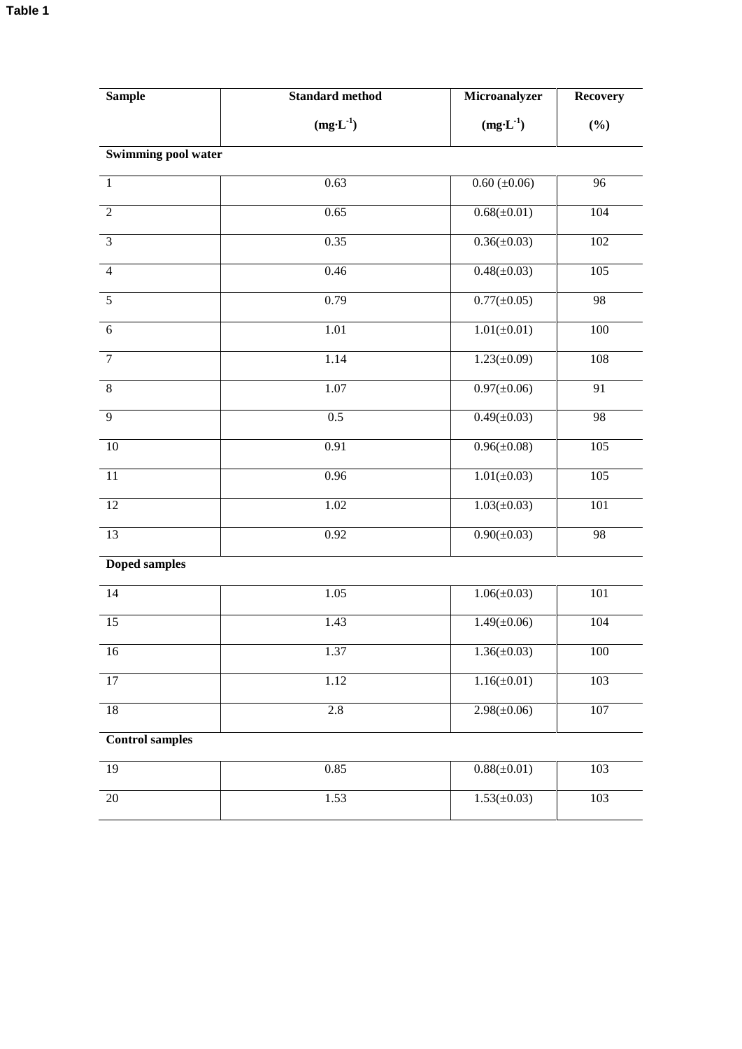**Table 1**

| Sample | Standard method ($mg{\cdot}L^{-1}$) | Microanalyzer ($mg{\cdot}L^{-1}$) | Recovery (%) |
|---|---|---|---|
| **Swimming pool water** | | | |
| 1 | 0.63 | 0.60 (±0.06) | 96 |
| 2 | 0.65 | 0.68(±0.01) | 104 |
| 3 | 0.35 | 0.36(±0.03) | 102 |
| 4 | 0.46 | 0.48(±0.03) | 105 |
| 5 | 0.79 | 0.77(±0.05) | 98 |
| 6 | 1.01 | 1.01(±0.01) | 100 |
| 7 | 1.14 | 1.23(±0.09) | 108 |
| 8 | 1.07 | 0.97(±0.06) | 91 |
| 9 | 0.5 | 0.49(±0.03) | 98 |
| 10 | 0.91 | 0.96(±0.08) | 105 |
| 11 | 0.96 | 1.01(±0.03) | 105 |
| 12 | 1.02 | 1.03(±0.03) | 101 |
| 13 | 0.92 | 0.90(±0.03) | 98 |
| **Doped samples** | | | |
| 14 | 1.05 | 1.06(±0.03) | 101 |
| 15 | 1.43 | 1.49(±0.06) | 104 |
| 16 | 1.37 | 1.36(±0.03) | 100 |
| 17 | 1.12 | 1.16(±0.01) | 103 |
| 18 | 2.8 | 2.98(±0.06) | 107 |
| **Control samples** | | | |
| 19 | 0.85 | 0.88(±0.01) | 103 |
| 20 | 1.53 | 1.53(±0.03) | 103 |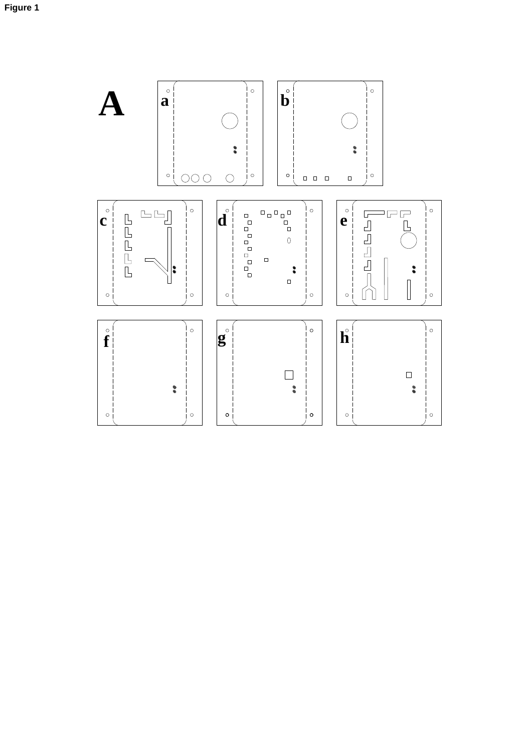**Figure 1**

A

a

b

c

d

e

f

g

h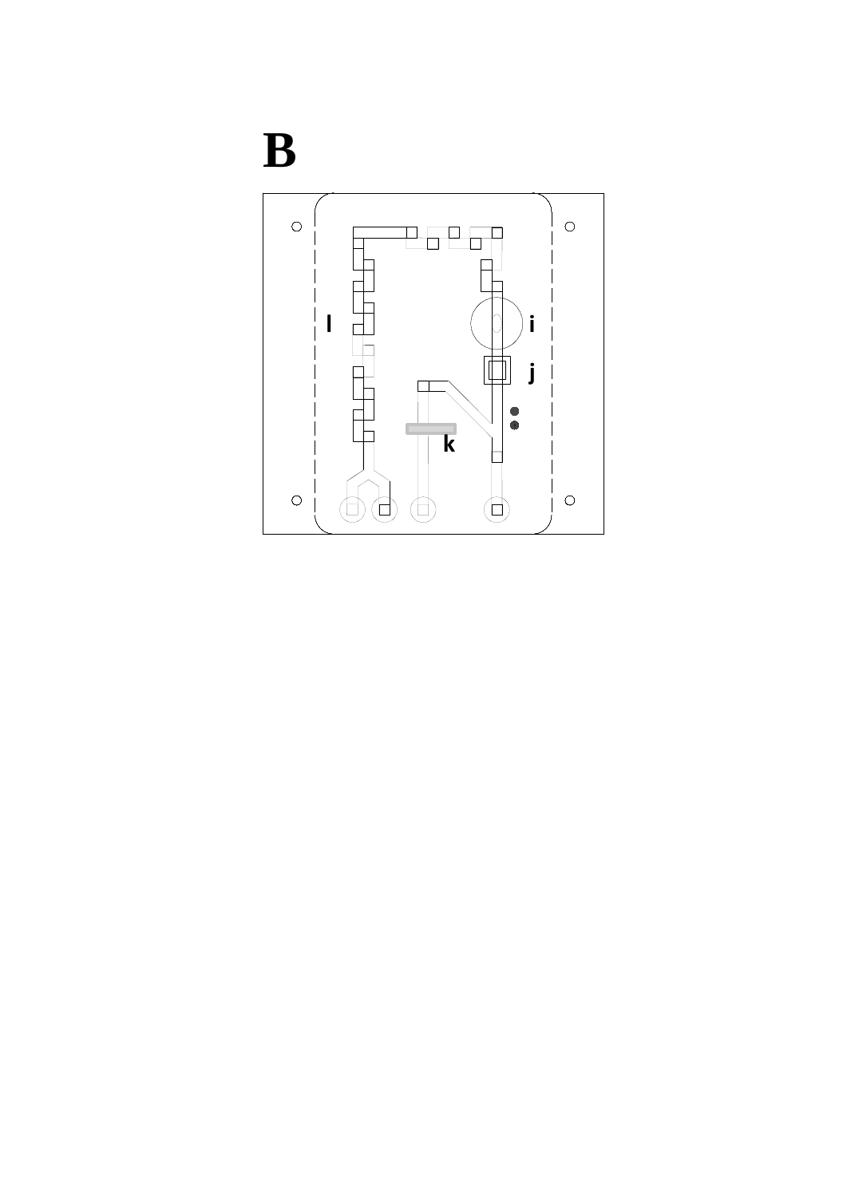**B**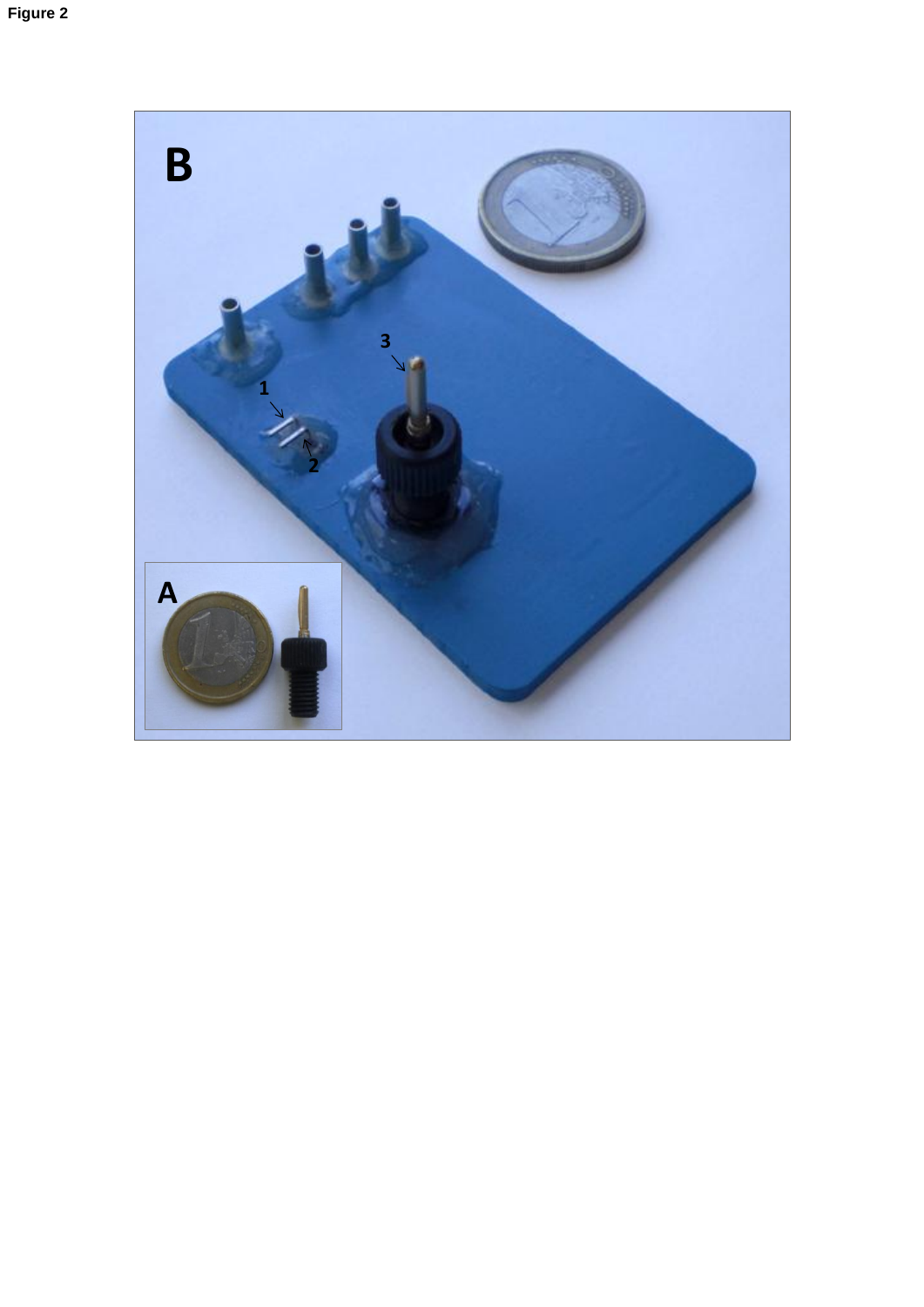Figure 2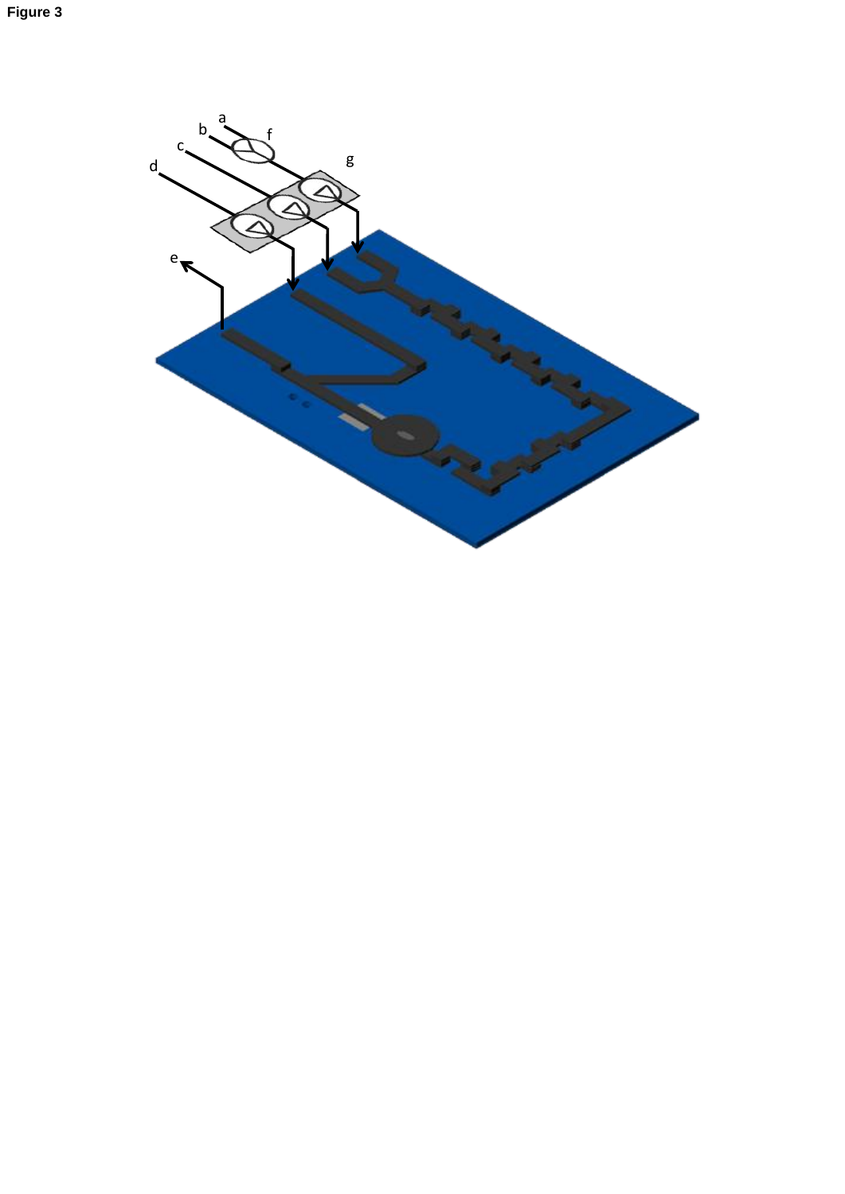**Figure 3**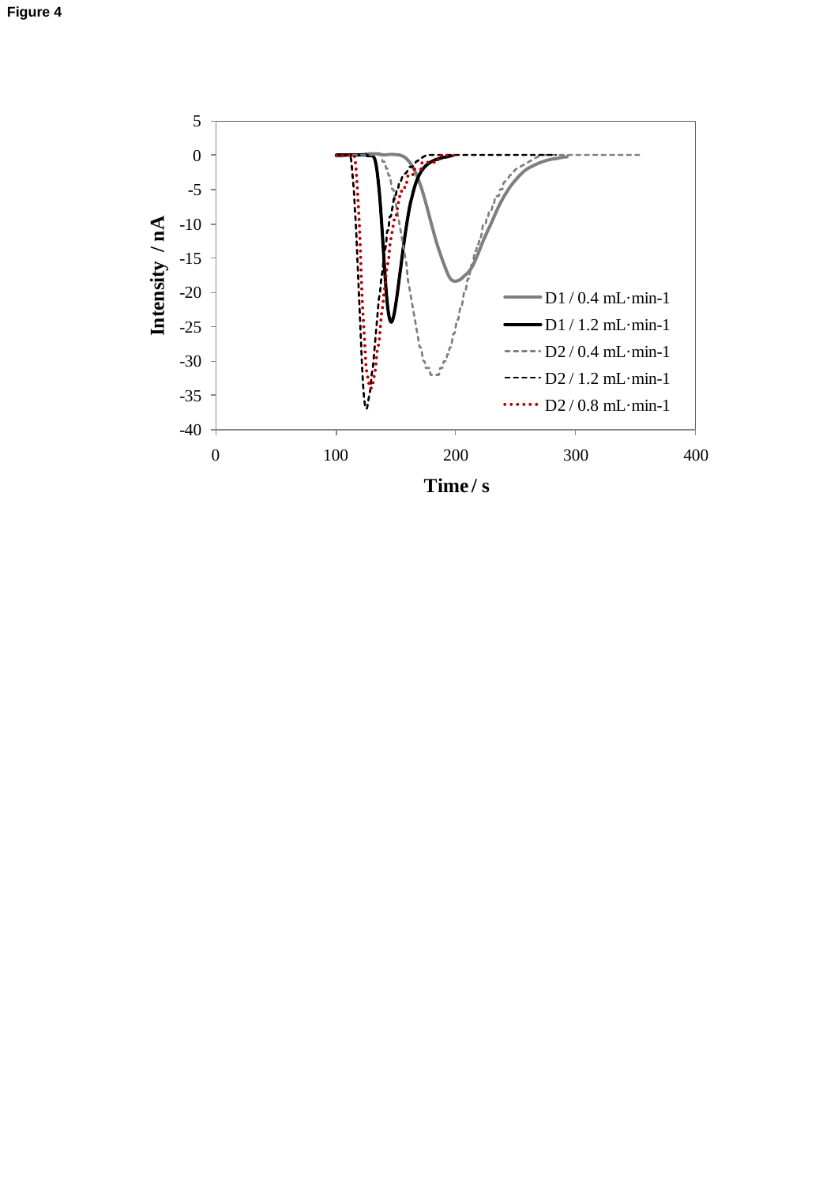**Figure 4**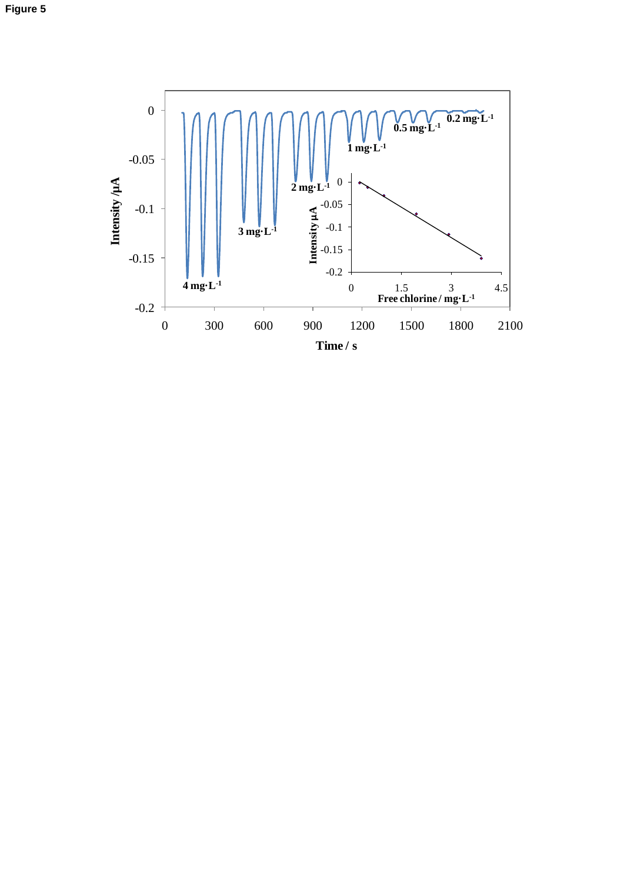Figure 5

0
-0.05
-0.1
-0.15
-0.2

Intensity /µA

0
300
600
900
1200
1500
1800
2100

Time / s

4 mg·L-1
3 mg·L-1
2 mg·L-1
1 mg·L-1
0.5 mg·L-1
0.2 mg·L-1

0
-0.05
-0.1
-0.15
-0.2

Intensity µA

0
1.5
3
4.5

Free chlorine / mg·L-1